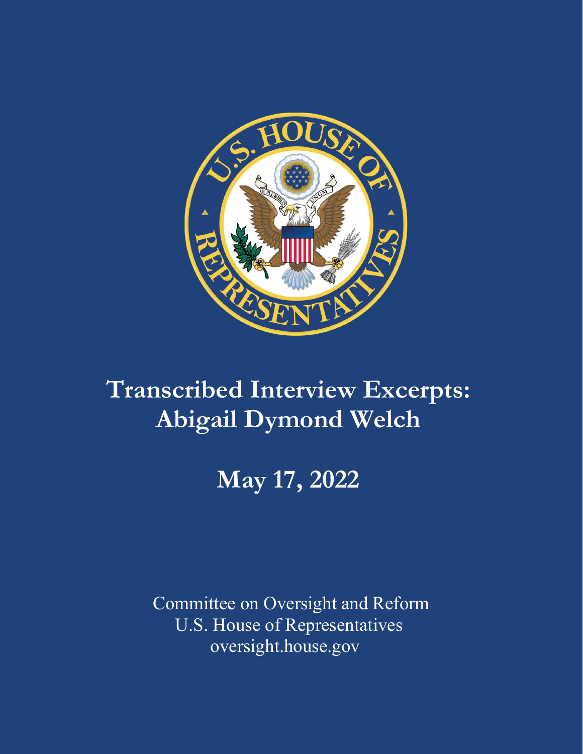# Transcribed Interview Excerpts: Abigail Dymond Welch

## May 17, 2022

Committee on Oversight and Reform
U.S. House of Representatives
oversight.house.gov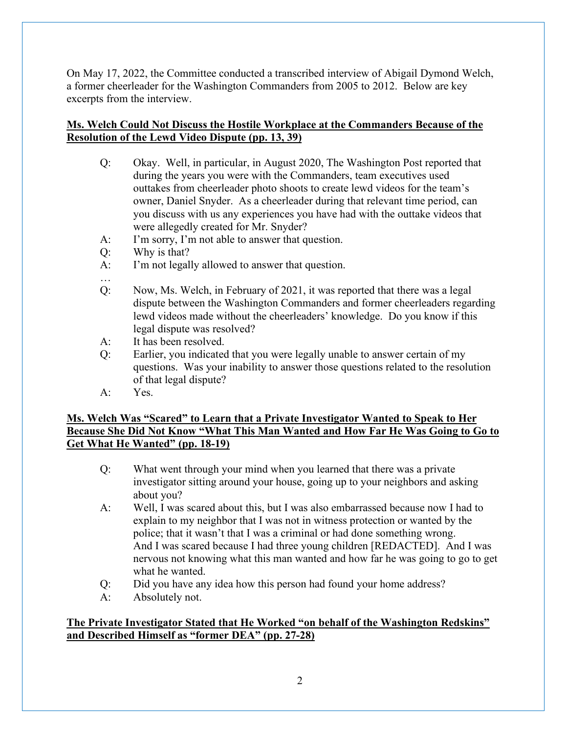On May 17, 2022, the Committee conducted a transcribed interview of Abigail Dymond Welch, a former cheerleader for the Washington Commanders from 2005 to 2012. Below are key excerpts from the interview.

**Ms. Welch Could Not Discuss the Hostile Workplace at the Commanders Because of the Resolution of the Lewd Video Dispute (pp. 13, 39)**

> Q: Okay. Well, in particular, in August 2020, The Washington Post reported that during the years you were with the Commanders, team executives used outtakes from cheerleader photo shoots to create lewd videos for the team's owner, Daniel Snyder. As a cheerleader during that relevant time period, can you discuss with us any experiences you have had with the outtake videos that were allegedly created for Mr. Snyder?
>
> A: I'm sorry, I'm not able to answer that question.
>
> Q: Why is that?
>
> A: I'm not legally allowed to answer that question.
>
> …
>
> Q: Now, Ms. Welch, in February of 2021, it was reported that there was a legal dispute between the Washington Commanders and former cheerleaders regarding lewd videos made without the cheerleaders' knowledge. Do you know if this legal dispute was resolved?
>
> A: It has been resolved.
>
> Q: Earlier, you indicated that you were legally unable to answer certain of my questions. Was your inability to answer those questions related to the resolution of that legal dispute?
>
> A: Yes.

**Ms. Welch Was "Scared" to Learn that a Private Investigator Wanted to Speak to Her Because She Did Not Know "What This Man Wanted and How Far He Was Going to Go to Get What He Wanted" (pp. 18-19)**

> Q: What went through your mind when you learned that there was a private investigator sitting around your house, going up to your neighbors and asking about you?
>
> A: Well, I was scared about this, but I was also embarrassed because now I had to explain to my neighbor that I was not in witness protection or wanted by the police; that it wasn't that I was a criminal or had done something wrong. And I was scared because I had three young children [REDACTED]. And I was nervous not knowing what this man wanted and how far he was going to go to get what he wanted.
>
> Q: Did you have any idea how this person had found your home address?
>
> A: Absolutely not.

**The Private Investigator Stated that He Worked "on behalf of the Washington Redskins" and Described Himself as "former DEA" (pp. 27-28)**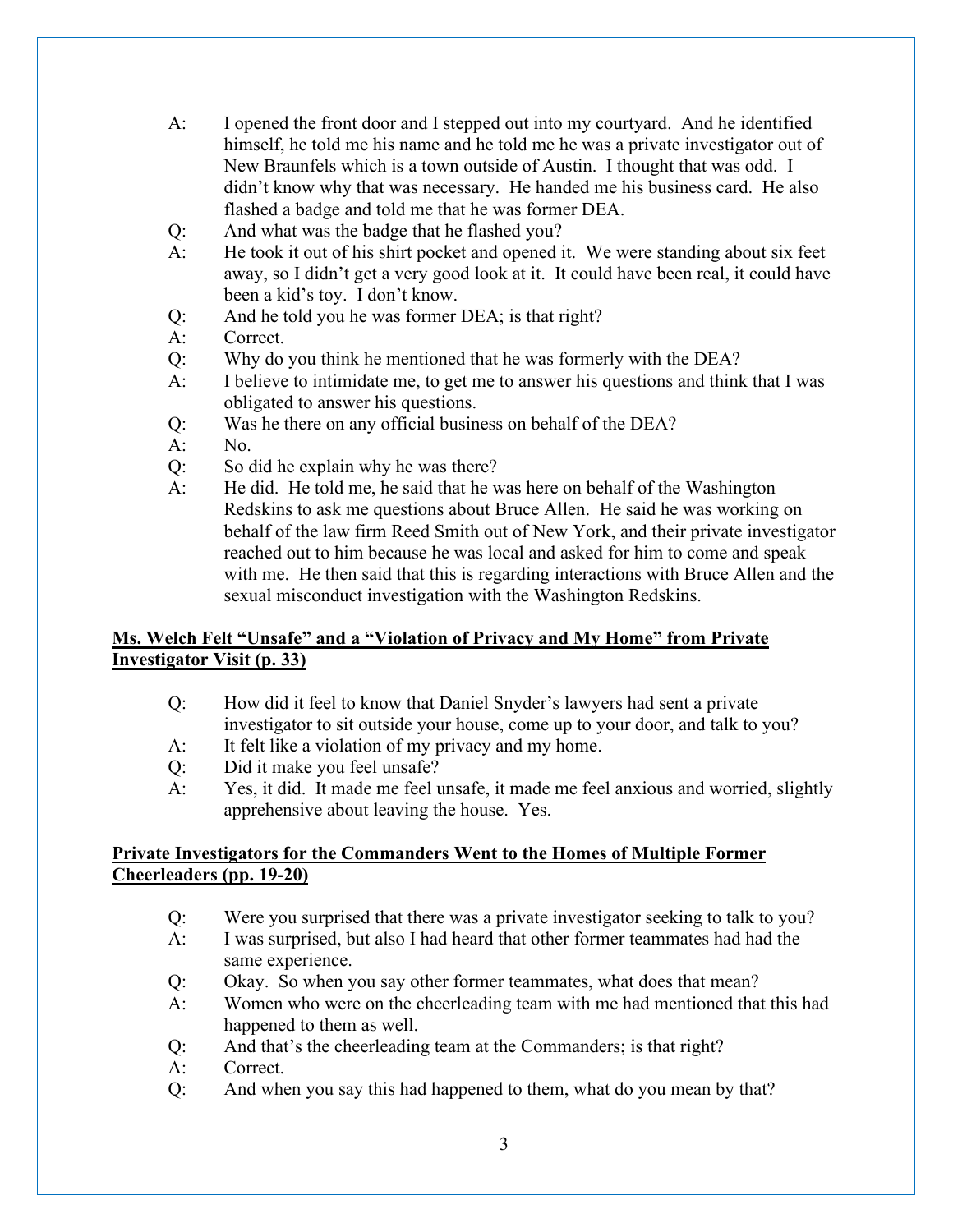A: I opened the front door and I stepped out into my courtyard. And he identified himself, he told me his name and he told me he was a private investigator out of New Braunfels which is a town outside of Austin. I thought that was odd. I didn't know why that was necessary. He handed me his business card. He also flashed a badge and told me that he was former DEA.

Q: And what was the badge that he flashed you?

A: He took it out of his shirt pocket and opened it. We were standing about six feet away, so I didn't get a very good look at it. It could have been real, it could have been a kid's toy. I don't know.

Q: And he told you he was former DEA; is that right?

A: Correct.

Q: Why do you think he mentioned that he was formerly with the DEA?

A: I believe to intimidate me, to get me to answer his questions and think that I was obligated to answer his questions.

Q: Was he there on any official business on behalf of the DEA?

A: No.

Q: So did he explain why he was there?

A: He did. He told me, he said that he was here on behalf of the Washington Redskins to ask me questions about Bruce Allen. He said he was working on behalf of the law firm Reed Smith out of New York, and their private investigator reached out to him because he was local and asked for him to come and speak with me. He then said that this is regarding interactions with Bruce Allen and the sexual misconduct investigation with the Washington Redskins.

**<u>Ms. Welch Felt "Unsafe" and a "Violation of Privacy and My Home" from Private Investigator Visit (p. 33)</u>**

Q: How did it feel to know that Daniel Snyder's lawyers had sent a private investigator to sit outside your house, come up to your door, and talk to you?

A: It felt like a violation of my privacy and my home.

Q: Did it make you feel unsafe?

A: Yes, it did. It made me feel unsafe, it made me feel anxious and worried, slightly apprehensive about leaving the house. Yes.

**<u>Private Investigators for the Commanders Went to the Homes of Multiple Former Cheerleaders (pp. 19-20)</u>**

Q: Were you surprised that there was a private investigator seeking to talk to you?

A: I was surprised, but also I had heard that other former teammates had had the same experience.

Q: Okay. So when you say other former teammates, what does that mean?

A: Women who were on the cheerleading team with me had mentioned that this had happened to them as well.

Q: And that's the cheerleading team at the Commanders; is that right?

A: Correct.

Q: And when you say this had happened to them, what do you mean by that?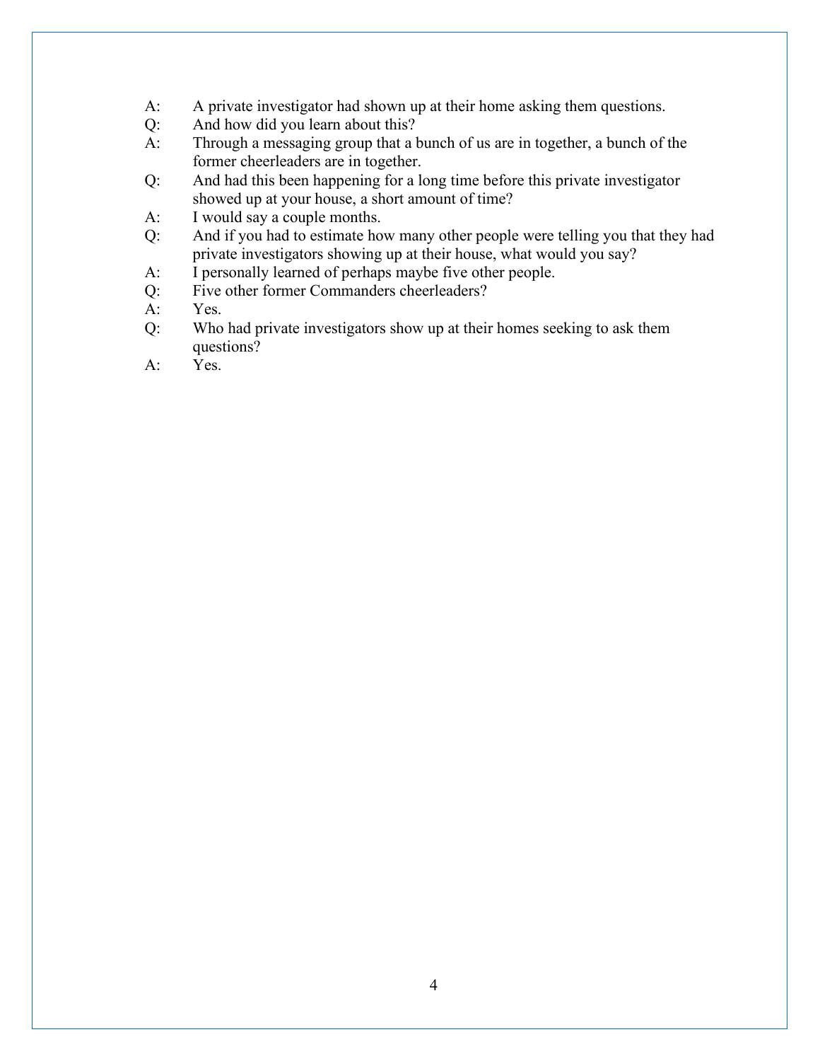A: A private investigator had shown up at their home asking them questions.

Q: And how did you learn about this?

A: Through a messaging group that a bunch of us are in together, a bunch of the former cheerleaders are in together.

Q: And had this been happening for a long time before this private investigator showed up at your house, a short amount of time?

A: I would say a couple months.

Q: And if you had to estimate how many other people were telling you that they had private investigators showing up at their house, what would you say?

A: I personally learned of perhaps maybe five other people.

Q: Five other former Commanders cheerleaders?

A: Yes.

Q: Who had private investigators show up at their homes seeking to ask them questions?

A: Yes.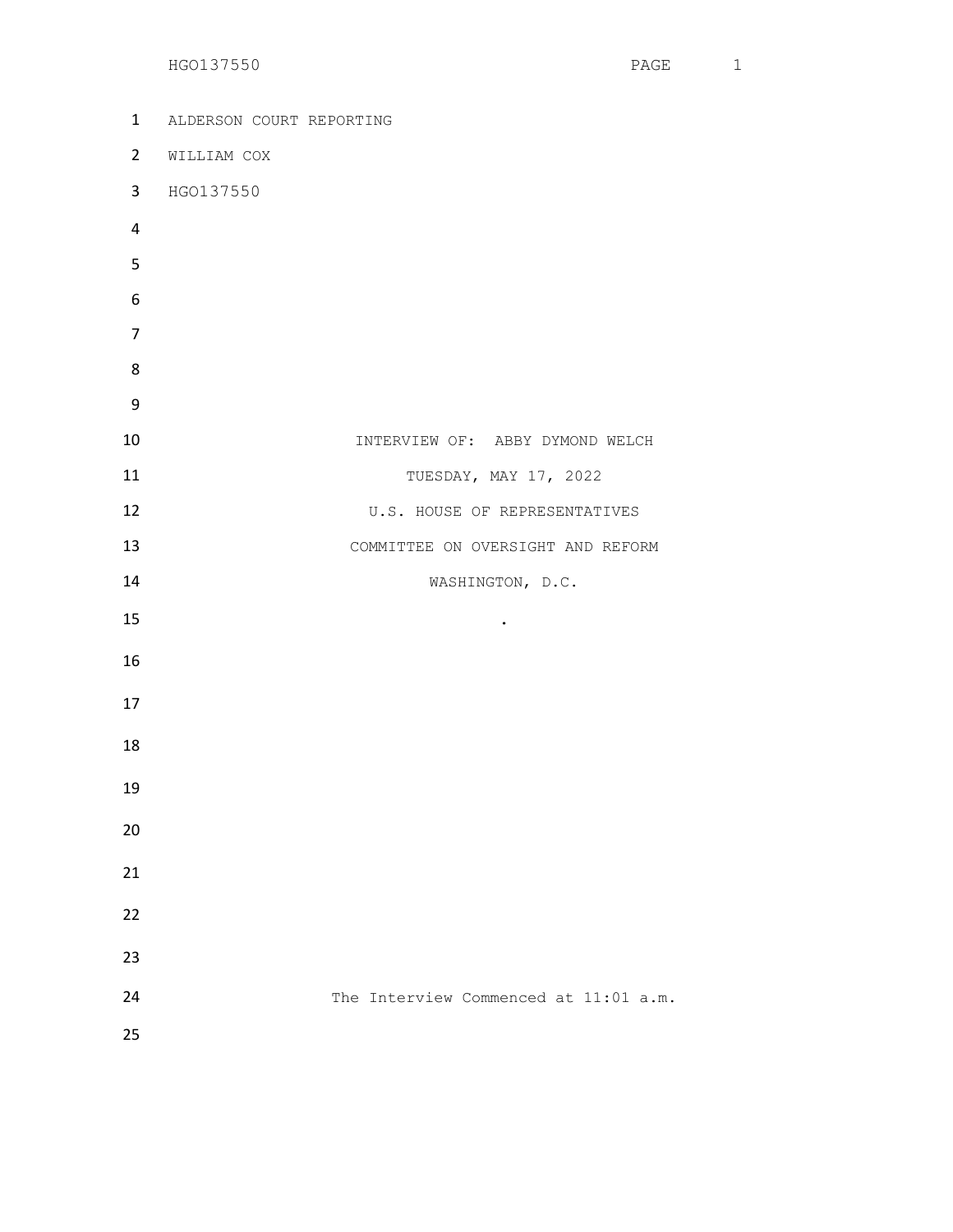ALDERSON COURT REPORTING

WILLIAM COX

HGO137550

INTERVIEW OF: ABBY DYMOND WELCH

TUESDAY, MAY 17, 2022

U.S. HOUSE OF REPRESENTATIVES

COMMITTEE ON OVERSIGHT AND REFORM

WASHINGTON, D.C.

.

The Interview Commenced at 11:01 a.m.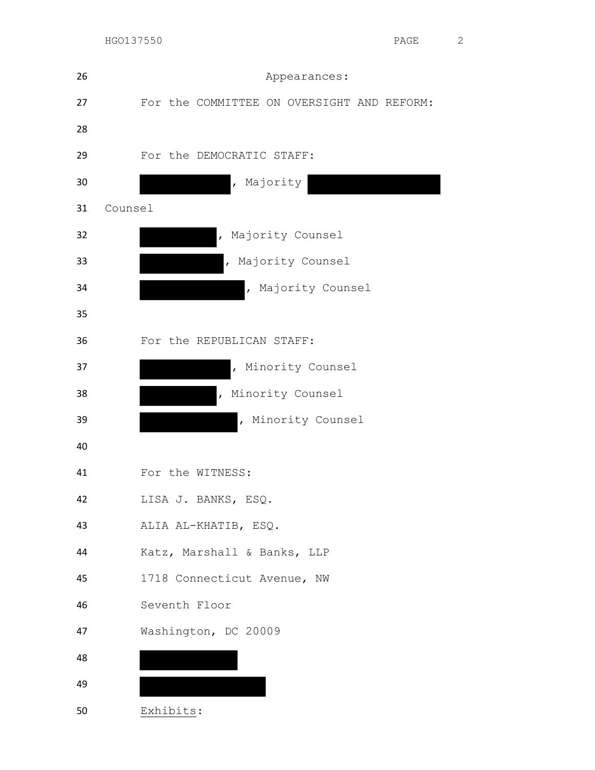Appearances:

For the COMMITTEE ON OVERSIGHT AND REFORM:

For the DEMOCRATIC STAFF:

█████████, Majority █████████████ Counsel

█████████, Majority Counsel

█████████, Majority Counsel

█████████, Majority Counsel

For the REPUBLICAN STAFF:

█████████, Minority Counsel

█████████, Minority Counsel

█████████, Minority Counsel

For the WITNESS:

LISA J. BANKS, ESQ.

ALIA AL-KHATIB, ESQ.

Katz, Marshall & Banks, LLP

1718 Connecticut Avenue, NW

Seventh Floor

Washington, DC 20009

█████████

█████████

Exhibits: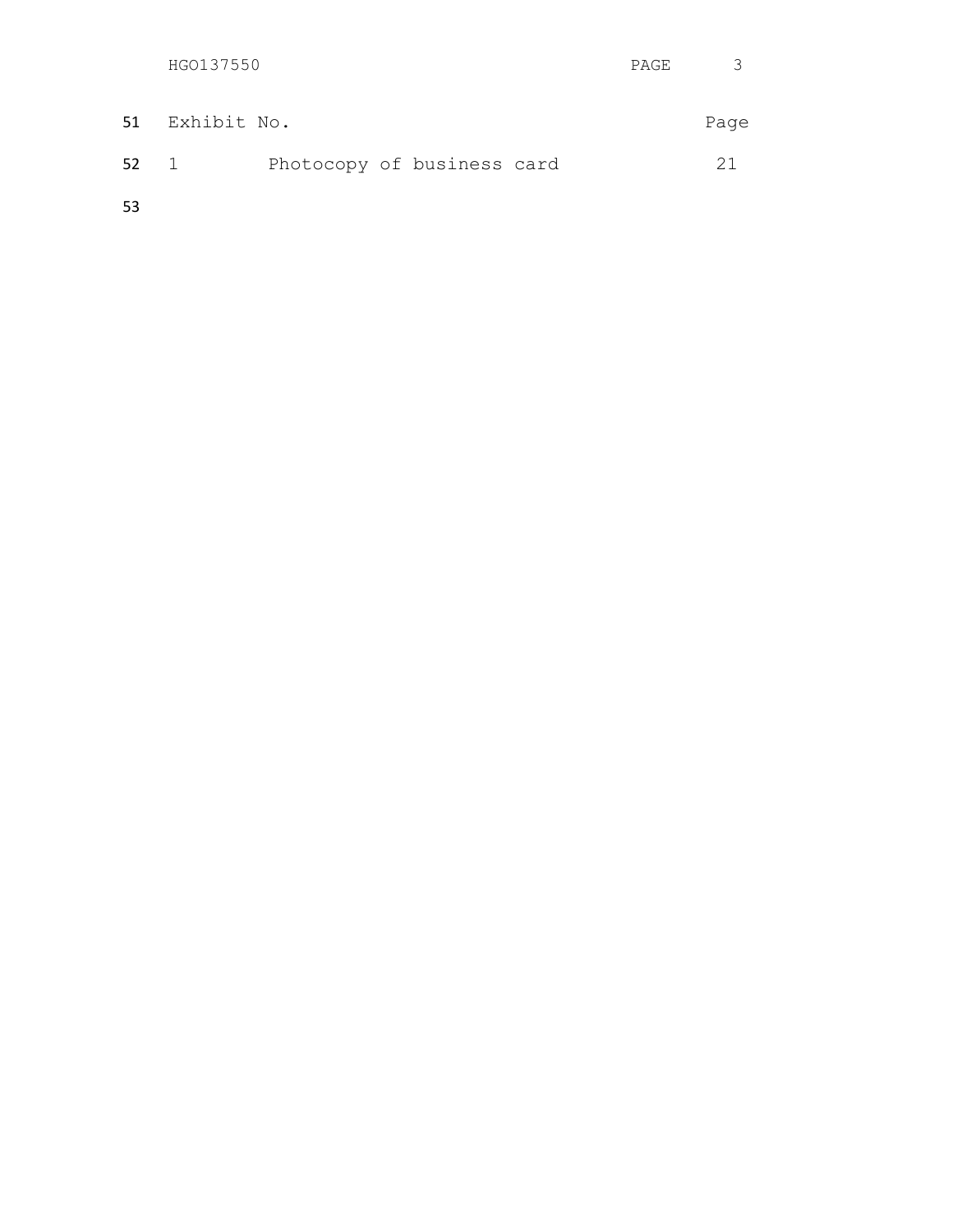| Exhibit No. | | Page |
|---|---|---|
| 1 | Photocopy of business card | 21 |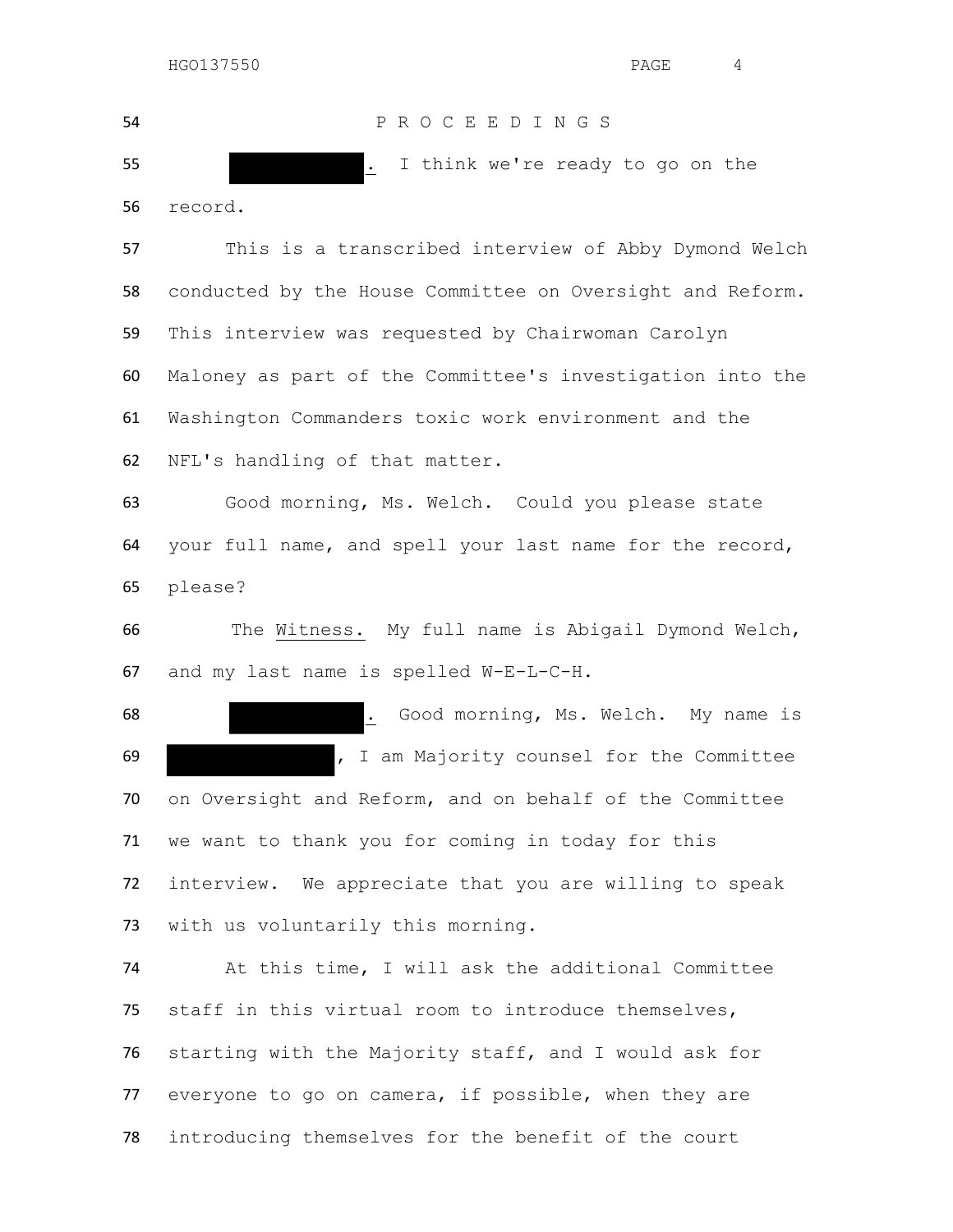P R O C E E D I N G S

[REDACTED]. I think we're ready to go on the record.

This is a transcribed interview of Abby Dymond Welch conducted by the House Committee on Oversight and Reform. This interview was requested by Chairwoman Carolyn Maloney as part of the Committee's investigation into the Washington Commanders toxic work environment and the NFL's handling of that matter.

Good morning, Ms. Welch. Could you please state your full name, and spell your last name for the record, please?

The Witness. My full name is Abigail Dymond Welch, and my last name is spelled W-E-L-C-H.

[REDACTED]. Good morning, Ms. Welch. My name is [REDACTED], I am Majority counsel for the Committee on Oversight and Reform, and on behalf of the Committee we want to thank you for coming in today for this interview. We appreciate that you are willing to speak with us voluntarily this morning.

At this time, I will ask the additional Committee staff in this virtual room to introduce themselves, starting with the Majority staff, and I would ask for everyone to go on camera, if possible, when they are introducing themselves for the benefit of the court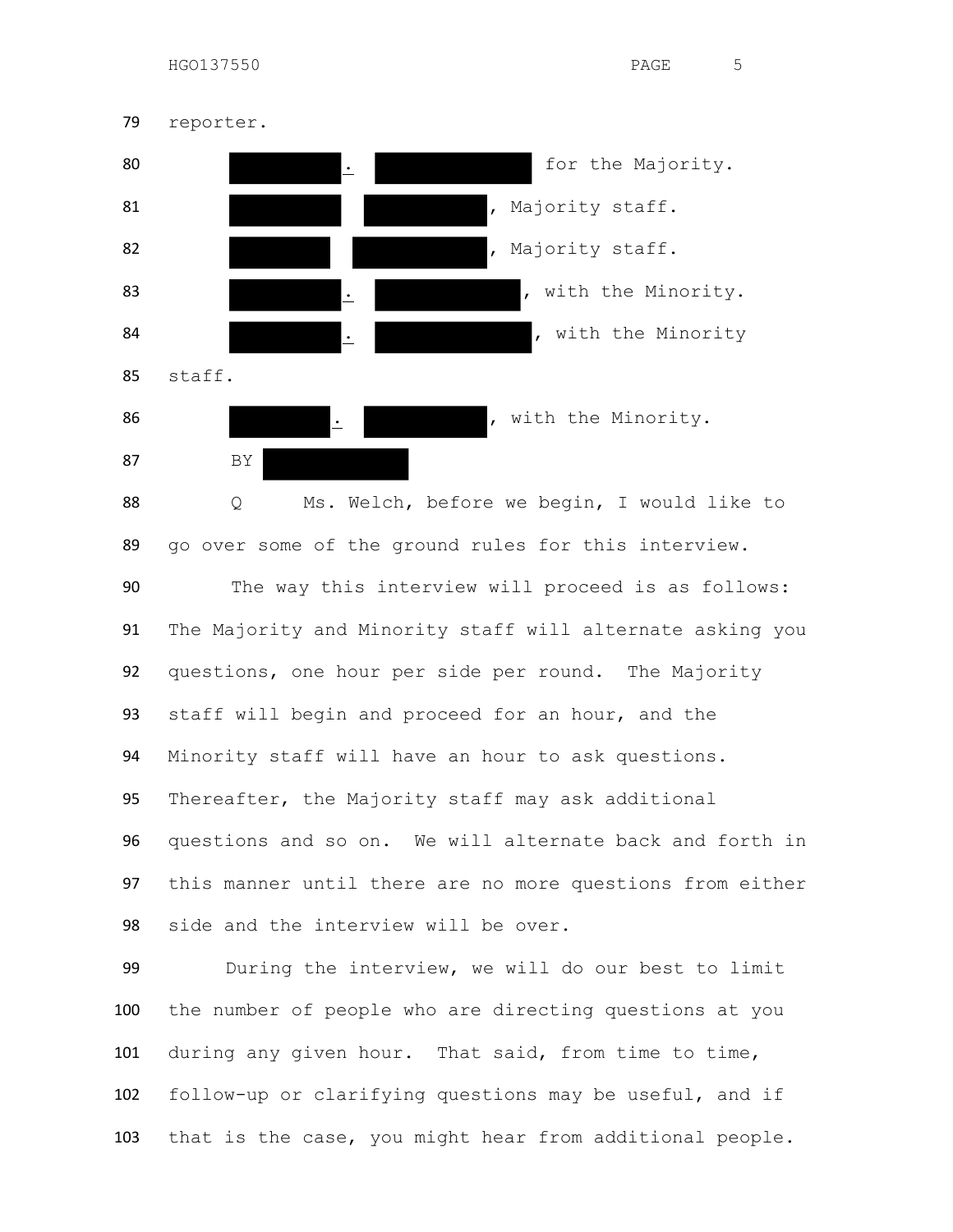reporter.

█████. ██████ for the Majority.

██████ ██████, Majority staff.

██████ ██████, Majority staff.

█████. ██████, with the Minority.

█████. ██████, with the Minority staff.

█████. ██████, with the Minority.

BY ██████

Q Ms. Welch, before we begin, I would like to go over some of the ground rules for this interview.

The way this interview will proceed is as follows: The Majority and Minority staff will alternate asking you questions, one hour per side per round. The Majority staff will begin and proceed for an hour, and the Minority staff will have an hour to ask questions. Thereafter, the Majority staff may ask additional questions and so on. We will alternate back and forth in this manner until there are no more questions from either side and the interview will be over.

During the interview, we will do our best to limit the number of people who are directing questions at you during any given hour. That said, from time to time, follow-up or clarifying questions may be useful, and if that is the case, you might hear from additional people.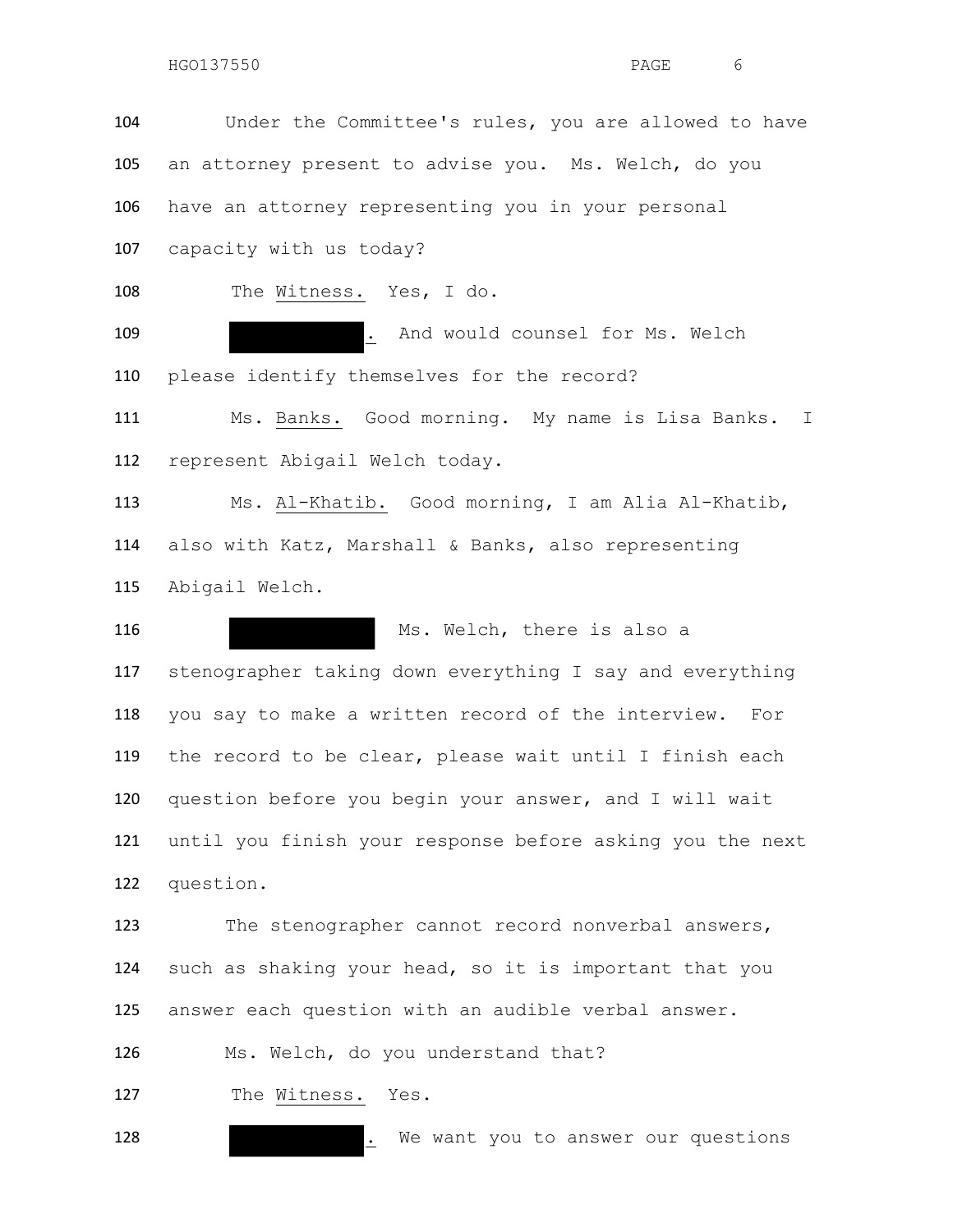104 Under the Committee's rules, you are allowed to have

105 an attorney present to advise you. Ms. Welch, do you

106 have an attorney representing you in your personal

107 capacity with us today?

108 The Witness. Yes, I do.

109 ██████████. And would counsel for Ms. Welch

110 please identify themselves for the record?

111 Ms. Banks. Good morning. My name is Lisa Banks. I

112 represent Abigail Welch today.

113 Ms. Al-Khatib. Good morning, I am Alia Al-Khatib,

114 also with Katz, Marshall & Banks, also representing

115 Abigail Welch.

116 ██████████ Ms. Welch, there is also a

117 stenographer taking down everything I say and everything

118 you say to make a written record of the interview. For

119 the record to be clear, please wait until I finish each

120 question before you begin your answer, and I will wait

121 until you finish your response before asking you the next

122 question.

123 The stenographer cannot record nonverbal answers,

124 such as shaking your head, so it is important that you

125 answer each question with an audible verbal answer.

126 Ms. Welch, do you understand that?

127 The Witness. Yes.

128 ██████████. We want you to answer our questions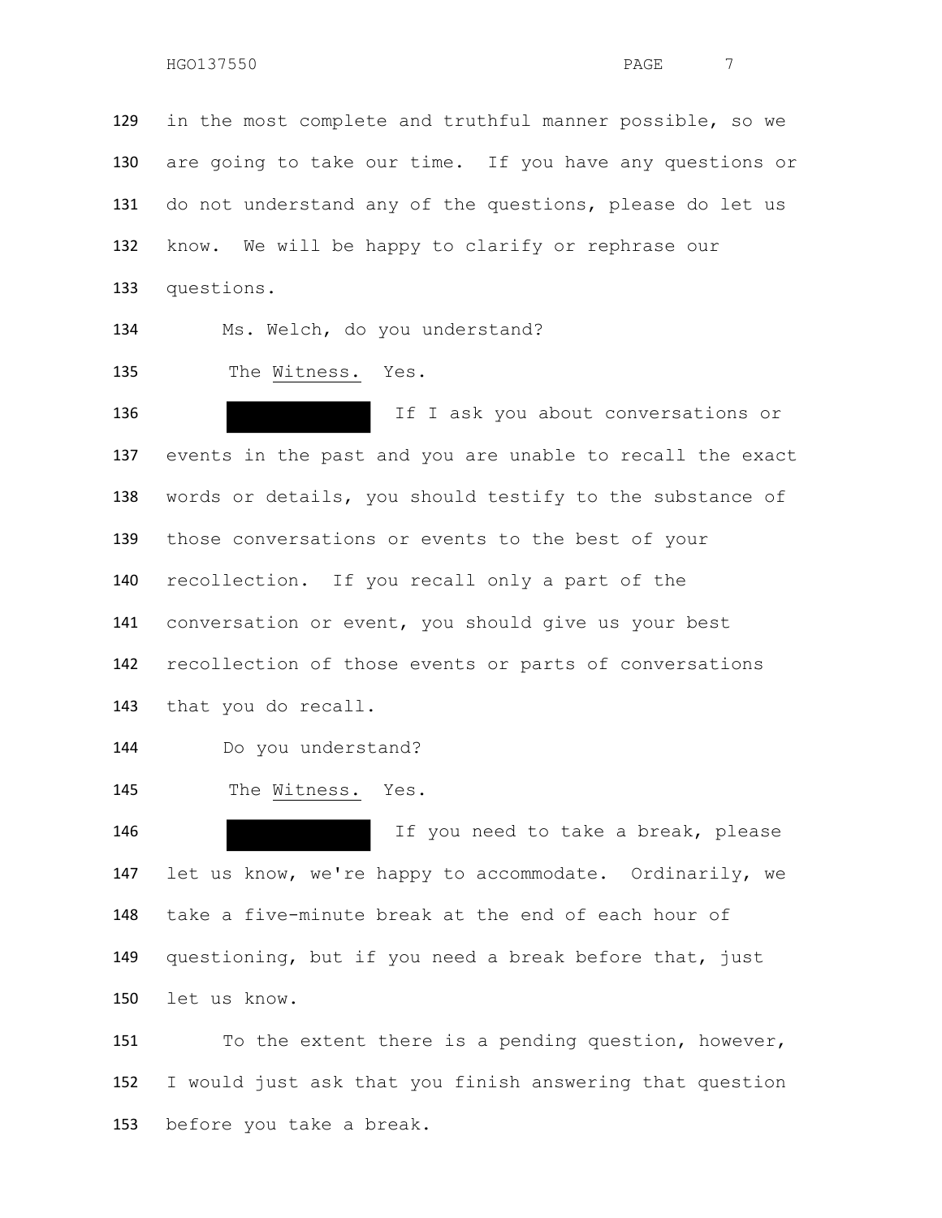in the most complete and truthful manner possible, so we are going to take our time. If you have any questions or do not understand any of the questions, please do let us know. We will be happy to clarify or rephrase our questions.

Ms. Welch, do you understand?

The Witness. Yes.

[REDACTED] If I ask you about conversations or events in the past and you are unable to recall the exact words or details, you should testify to the substance of those conversations or events to the best of your recollection. If you recall only a part of the conversation or event, you should give us your best recollection of those events or parts of conversations that you do recall.

Do you understand?

The Witness. Yes.

[REDACTED] If you need to take a break, please let us know, we're happy to accommodate. Ordinarily, we take a five-minute break at the end of each hour of questioning, but if you need a break before that, just let us know.

To the extent there is a pending question, however, I would just ask that you finish answering that question before you take a break.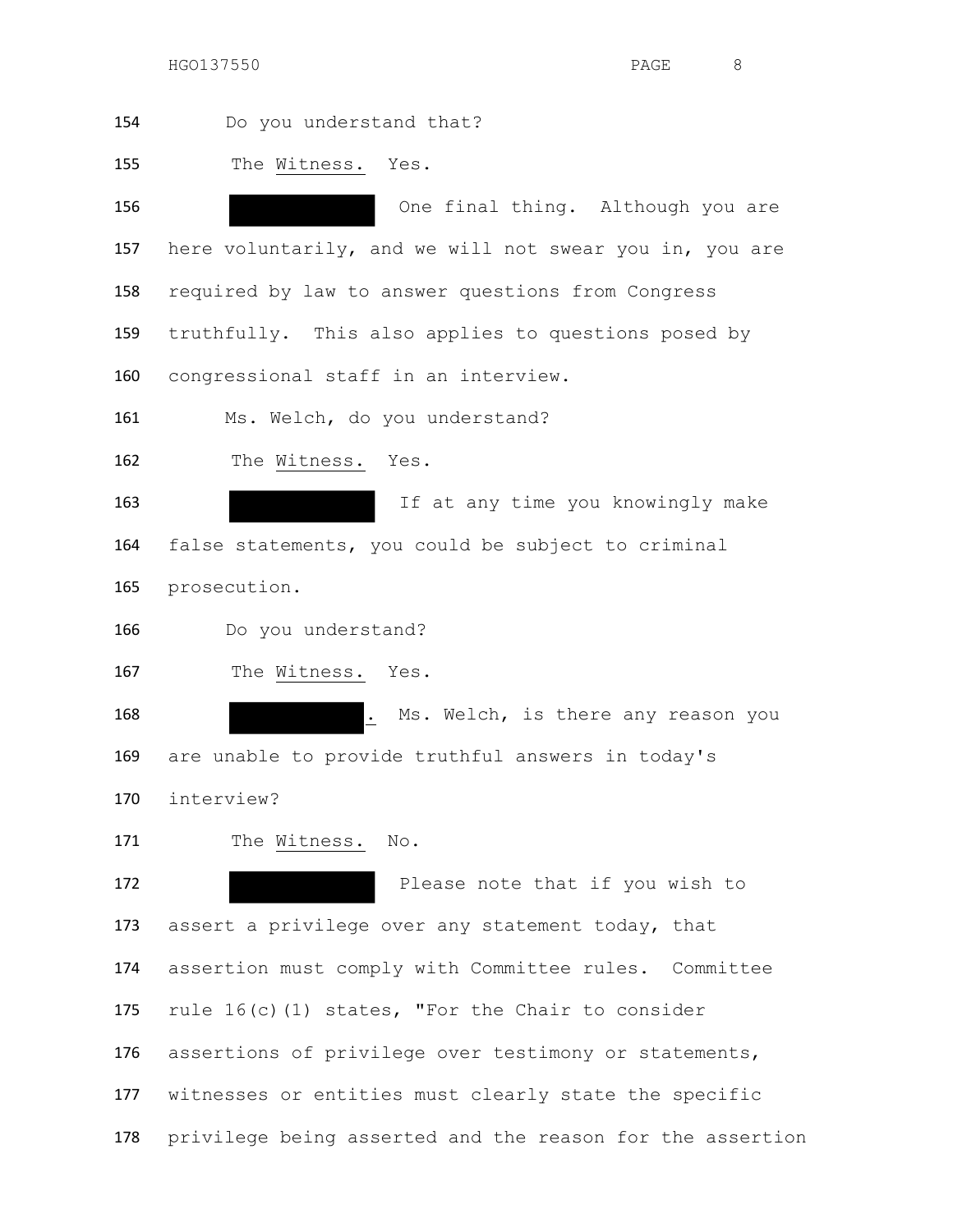Do you understand that?

The Witness. Yes.

[REDACTED] One final thing. Although you are here voluntarily, and we will not swear you in, you are required by law to answer questions from Congress truthfully. This also applies to questions posed by congressional staff in an interview.

Ms. Welch, do you understand?

The Witness. Yes.

[REDACTED] If at any time you knowingly make false statements, you could be subject to criminal prosecution.

Do you understand?

The Witness. Yes.

[REDACTED]. Ms. Welch, is there any reason you are unable to provide truthful answers in today's interview?

The Witness. No.

[REDACTED] Please note that if you wish to assert a privilege over any statement today, that assertion must comply with Committee rules. Committee rule 16(c)(1) states, "For the Chair to consider assertions of privilege over testimony or statements, witnesses or entities must clearly state the specific privilege being asserted and the reason for the assertion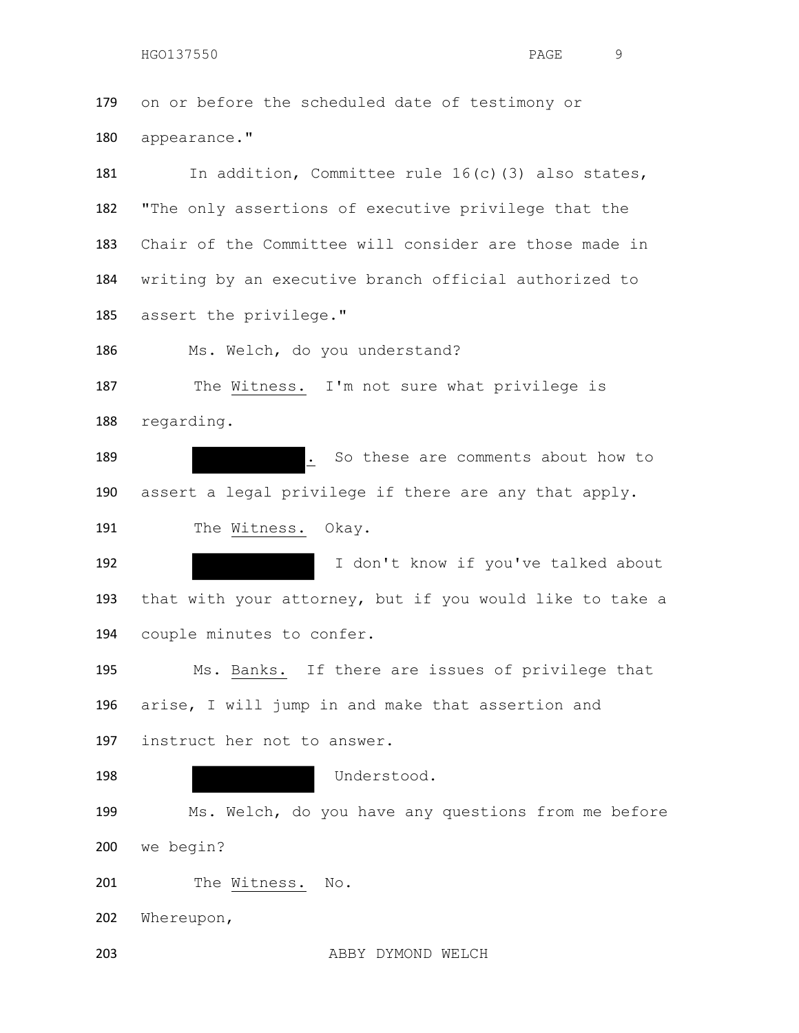on or before the scheduled date of testimony or appearance."

In addition, Committee rule 16(c)(3) also states, "The only assertions of executive privilege that the Chair of the Committee will consider are those made in writing by an executive branch official authorized to assert the privilege."

Ms. Welch, do you understand?

The Witness. I'm not sure what privilege is regarding.

[REDACTED]. So these are comments about how to assert a legal privilege if there are any that apply.

The Witness. Okay.

[REDACTED] I don't know if you've talked about that with your attorney, but if you would like to take a couple minutes to confer.

Ms. Banks. If there are issues of privilege that arise, I will jump in and make that assertion and instruct her not to answer.

[REDACTED] Understood.

Ms. Welch, do you have any questions from me before we begin?

The Witness. No.

Whereupon,

ABBY DYMOND WELCH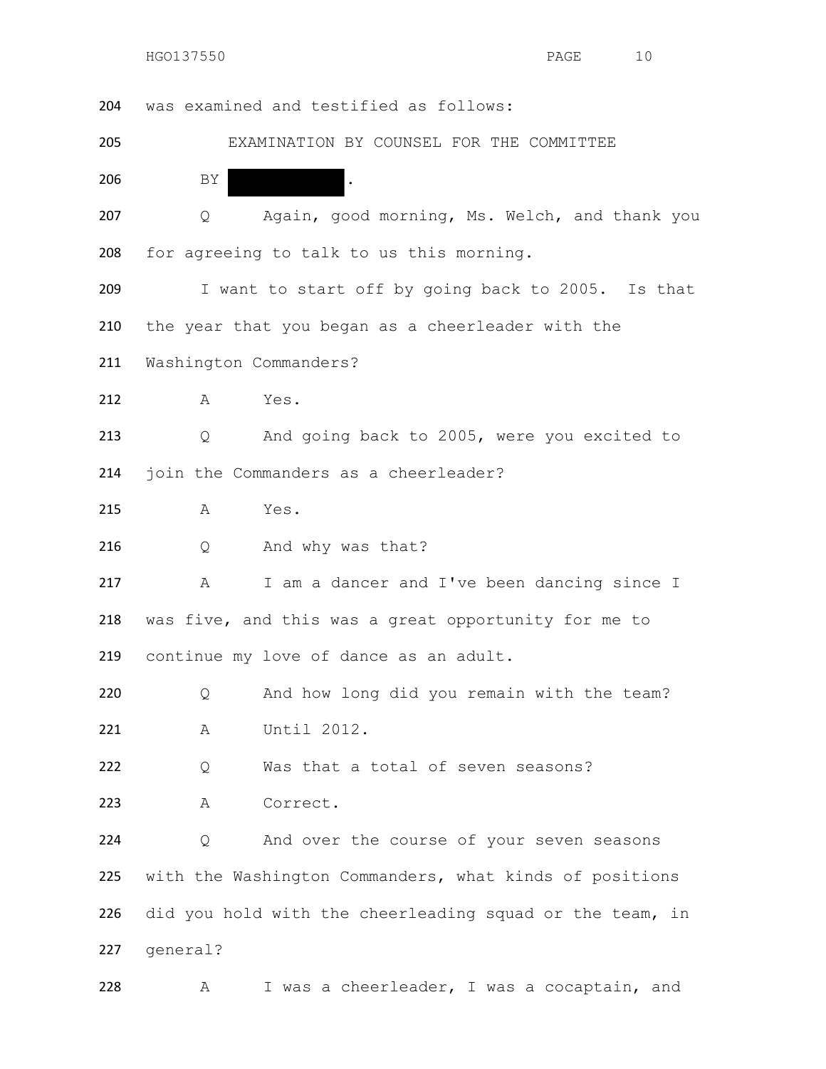204 was examined and testified as follows:

205 EXAMINATION BY COUNSEL FOR THE COMMITTEE

206 BY [REDACTED].

207 Q Again, good morning, Ms. Welch, and thank you

208 for agreeing to talk to us this morning.

209 I want to start off by going back to 2005. Is that

210 the year that you began as a cheerleader with the

211 Washington Commanders?

212 A Yes.

213 Q And going back to 2005, were you excited to

214 join the Commanders as a cheerleader?

215 A Yes.

216 Q And why was that?

217 A I am a dancer and I've been dancing since I

218 was five, and this was a great opportunity for me to

219 continue my love of dance as an adult.

220 Q And how long did you remain with the team?

221 A Until 2012.

222 Q Was that a total of seven seasons?

223 A Correct.

224 Q And over the course of your seven seasons

225 with the Washington Commanders, what kinds of positions

226 did you hold with the cheerleading squad or the team, in

227 general?

228 A I was a cheerleader, I was a cocaptain, and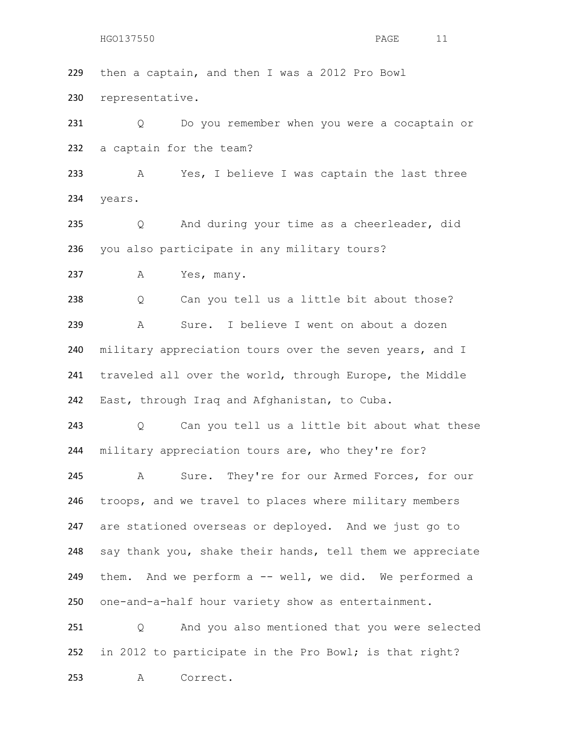229 then a captain, and then I was a 2012 Pro Bowl

230 representative.

231 Q Do you remember when you were a cocaptain or

232 a captain for the team?

233 A Yes, I believe I was captain the last three

234 years.

235 Q And during your time as a cheerleader, did

236 you also participate in any military tours?

237 A Yes, many.

238 Q Can you tell us a little bit about those?

239 A Sure. I believe I went on about a dozen

240 military appreciation tours over the seven years, and I

241 traveled all over the world, through Europe, the Middle

242 East, through Iraq and Afghanistan, to Cuba.

243 Q Can you tell us a little bit about what these

244 military appreciation tours are, who they're for?

245 A Sure. They're for our Armed Forces, for our

246 troops, and we travel to places where military members

247 are stationed overseas or deployed. And we just go to

248 say thank you, shake their hands, tell them we appreciate

249 them. And we perform a -- well, we did. We performed a

250 one-and-a-half hour variety show as entertainment.

251 Q And you also mentioned that you were selected

252 in 2012 to participate in the Pro Bowl; is that right?

253 A Correct.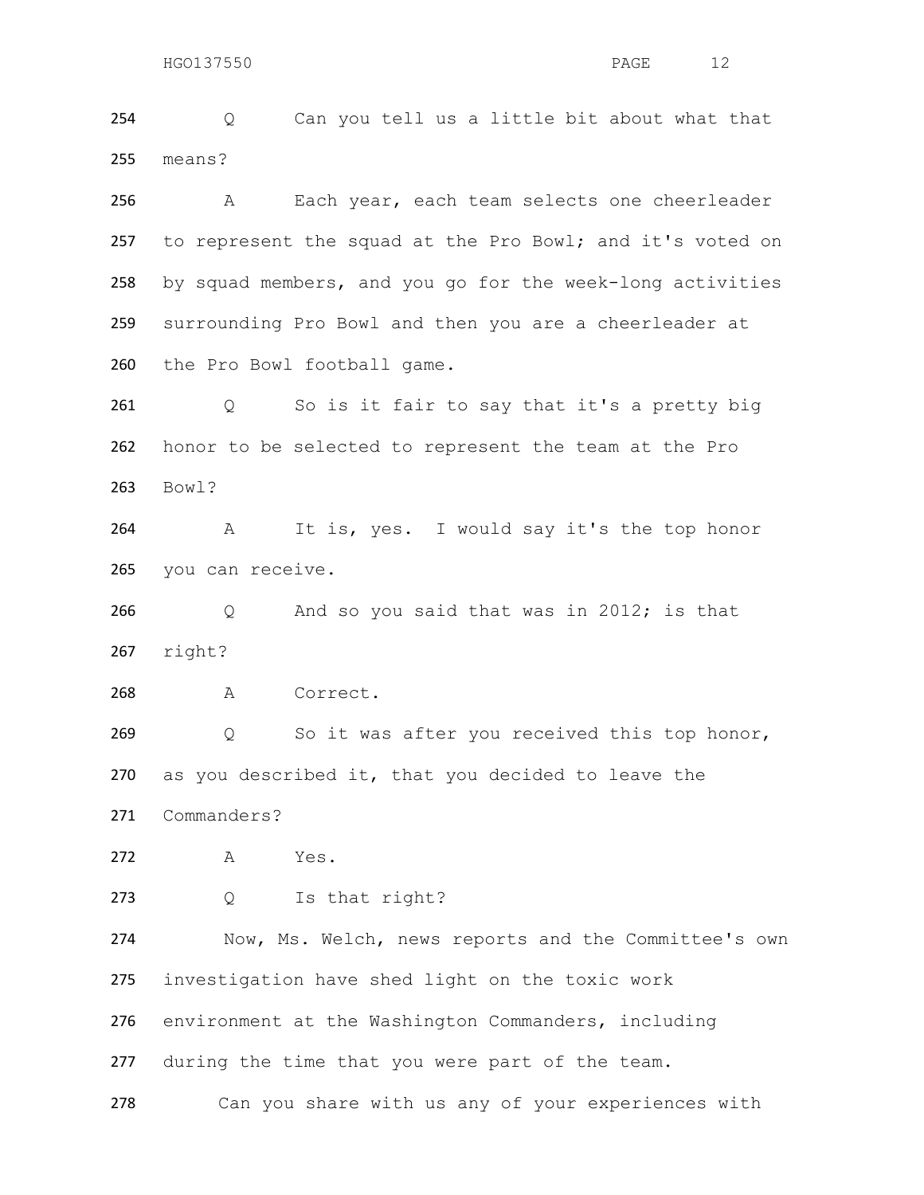254 Q Can you tell us a little bit about what that

255 means?

256 A Each year, each team selects one cheerleader

257 to represent the squad at the Pro Bowl; and it's voted on

258 by squad members, and you go for the week-long activities

259 surrounding Pro Bowl and then you are a cheerleader at

260 the Pro Bowl football game.

261 Q So is it fair to say that it's a pretty big

262 honor to be selected to represent the team at the Pro

263 Bowl?

264 A It is, yes. I would say it's the top honor

265 you can receive.

266 Q And so you said that was in 2012; is that

267 right?

268 A Correct.

269 Q So it was after you received this top honor,

270 as you described it, that you decided to leave the

271 Commanders?

272 A Yes.

273 Q Is that right?

274 Now, Ms. Welch, news reports and the Committee's own

275 investigation have shed light on the toxic work

276 environment at the Washington Commanders, including

277 during the time that you were part of the team.

278 Can you share with us any of your experiences with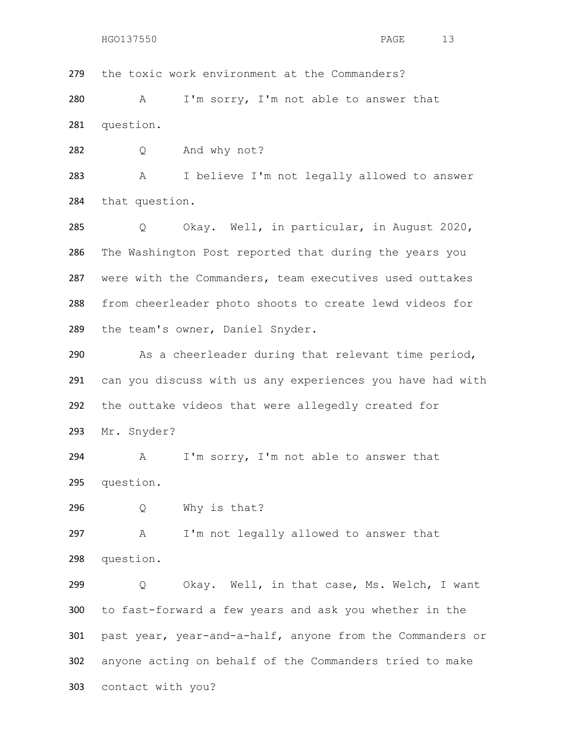279 the toxic work environment at the Commanders?

280 A I'm sorry, I'm not able to answer that

281 question.

282 Q And why not?

283 A I believe I'm not legally allowed to answer

284 that question.

285 Q Okay. Well, in particular, in August 2020,

286 The Washington Post reported that during the years you

287 were with the Commanders, team executives used outtakes

288 from cheerleader photo shoots to create lewd videos for

289 the team's owner, Daniel Snyder.

290 As a cheerleader during that relevant time period,

291 can you discuss with us any experiences you have had with

292 the outtake videos that were allegedly created for

293 Mr. Snyder?

294 A I'm sorry, I'm not able to answer that

295 question.

296 Q Why is that?

297 A I'm not legally allowed to answer that

298 question.

299 Q Okay. Well, in that case, Ms. Welch, I want

300 to fast-forward a few years and ask you whether in the

301 past year, year-and-a-half, anyone from the Commanders or

302 anyone acting on behalf of the Commanders tried to make

303 contact with you?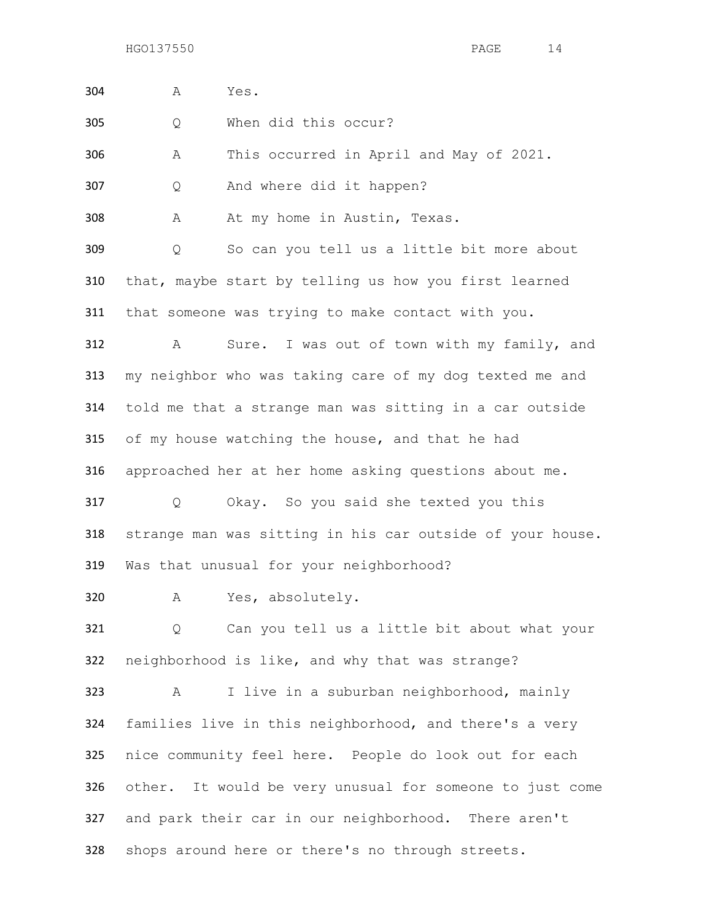304 A Yes.

305 Q When did this occur?

306 A This occurred in April and May of 2021.

307 Q And where did it happen?

308 A At my home in Austin, Texas.

309 Q So can you tell us a little bit more about
310 that, maybe start by telling us how you first learned
311 that someone was trying to make contact with you.

312 A Sure. I was out of town with my family, and
313 my neighbor who was taking care of my dog texted me and
314 told me that a strange man was sitting in a car outside
315 of my house watching the house, and that he had
316 approached her at her home asking questions about me.

317 Q Okay. So you said she texted you this
318 strange man was sitting in his car outside of your house.
319 Was that unusual for your neighborhood?

320 A Yes, absolutely.

321 Q Can you tell us a little bit about what your
322 neighborhood is like, and why that was strange?

323 A I live in a suburban neighborhood, mainly
324 families live in this neighborhood, and there's a very
325 nice community feel here. People do look out for each
326 other. It would be very unusual for someone to just come
327 and park their car in our neighborhood. There aren't
328 shops around here or there's no through streets.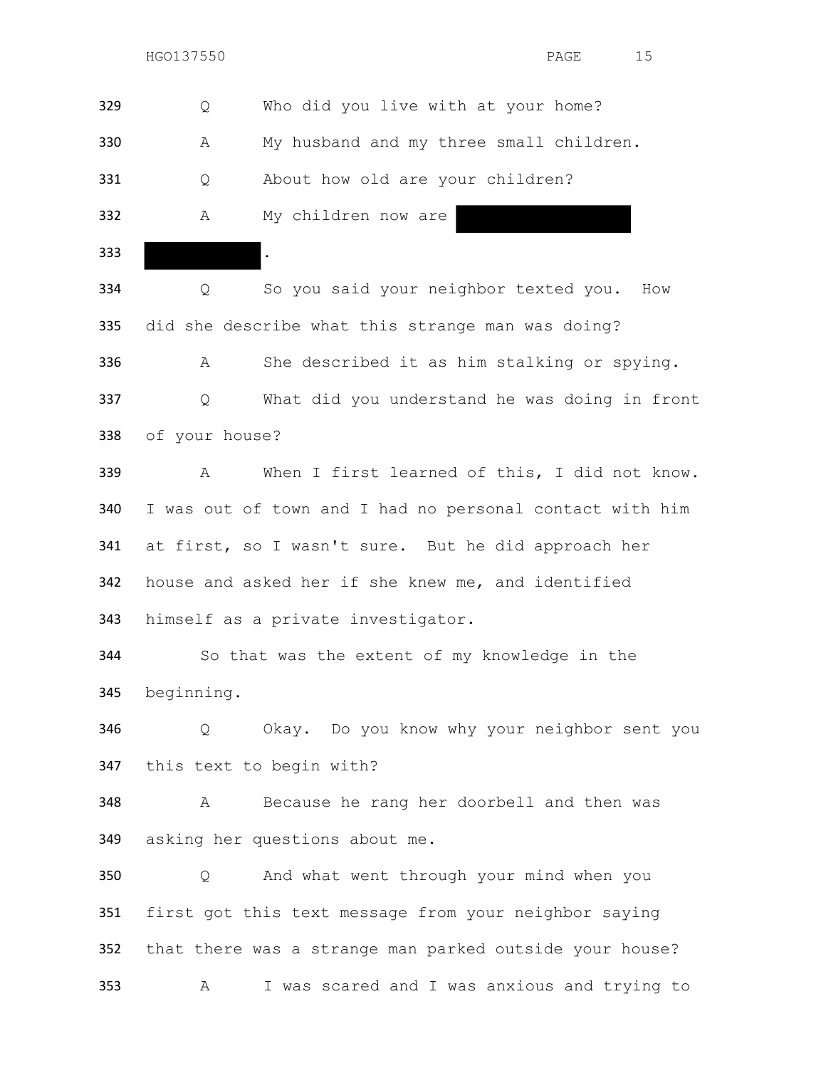329 Q Who did you live with at your home?

330 A My husband and my three small children.

331 Q About how old are your children?

332 A My children now are [REDACTED]

333 [REDACTED].

334 Q So you said your neighbor texted you. How

335 did she describe what this strange man was doing?

336 A She described it as him stalking or spying.

337 Q What did you understand he was doing in front

338 of your house?

339 A When I first learned of this, I did not know.

340 I was out of town and I had no personal contact with him

341 at first, so I wasn't sure. But he did approach her

342 house and asked her if she knew me, and identified

343 himself as a private investigator.

344 So that was the extent of my knowledge in the

345 beginning.

346 Q Okay. Do you know why your neighbor sent you

347 this text to begin with?

348 A Because he rang her doorbell and then was

349 asking her questions about me.

350 Q And what went through your mind when you

351 first got this text message from your neighbor saying

352 that there was a strange man parked outside your house?

353 A I was scared and I was anxious and trying to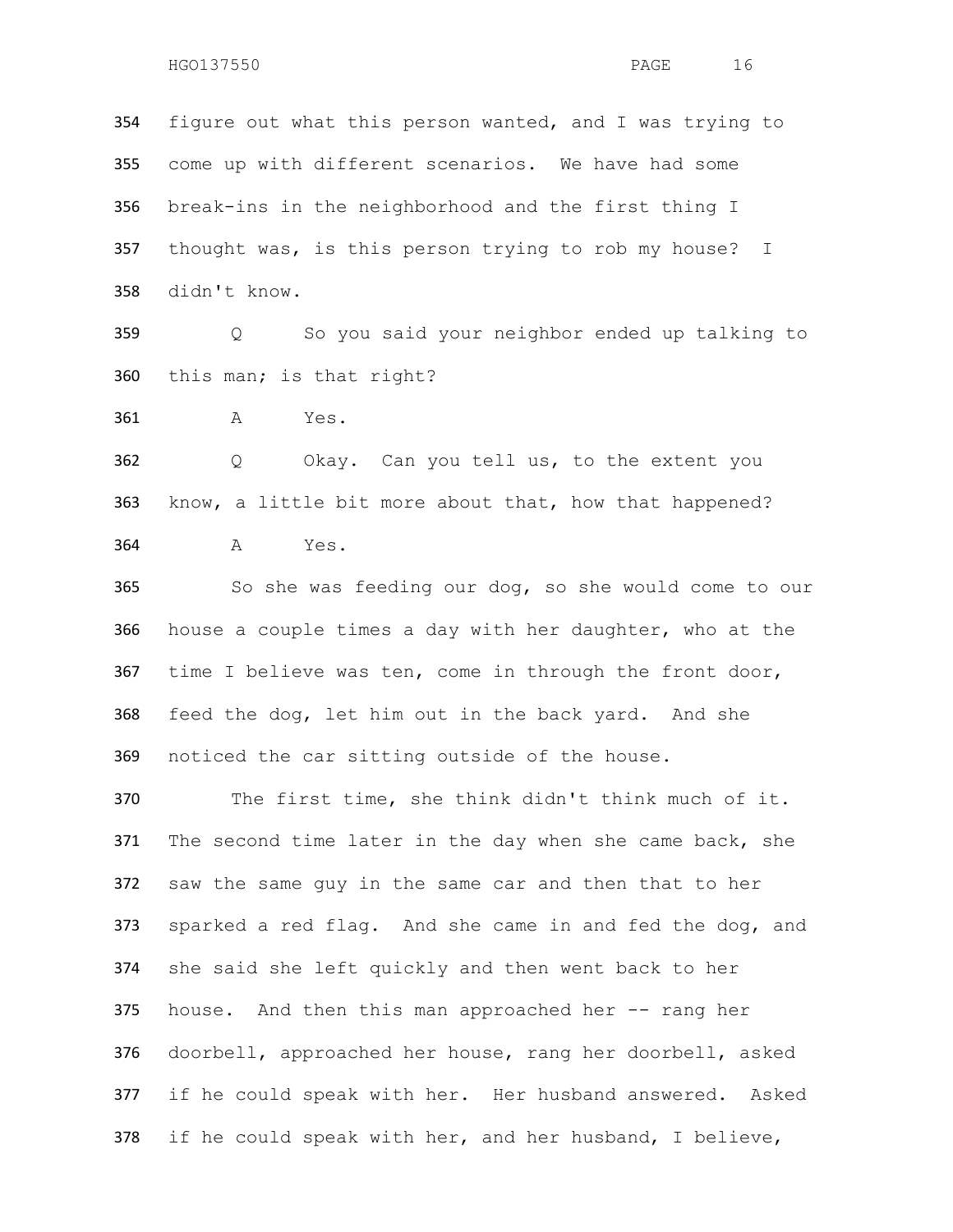354 figure out what this person wanted, and I was trying to
355 come up with different scenarios. We have had some
356 break-ins in the neighborhood and the first thing I
357 thought was, is this person trying to rob my house? I
358 didn't know.

359 Q So you said your neighbor ended up talking to
360 this man; is that right?

361 A Yes.

362 Q Okay. Can you tell us, to the extent you
363 know, a little bit more about that, how that happened?

364 A Yes.

365 So she was feeding our dog, so she would come to our
366 house a couple times a day with her daughter, who at the
367 time I believe was ten, come in through the front door,
368 feed the dog, let him out in the back yard. And she
369 noticed the car sitting outside of the house.

370 The first time, she think didn't think much of it.
371 The second time later in the day when she came back, she
372 saw the same guy in the same car and then that to her
373 sparked a red flag. And she came in and fed the dog, and
374 she said she left quickly and then went back to her
375 house. And then this man approached her -- rang her
376 doorbell, approached her house, rang her doorbell, asked
377 if he could speak with her. Her husband answered. Asked
378 if he could speak with her, and her husband, I believe,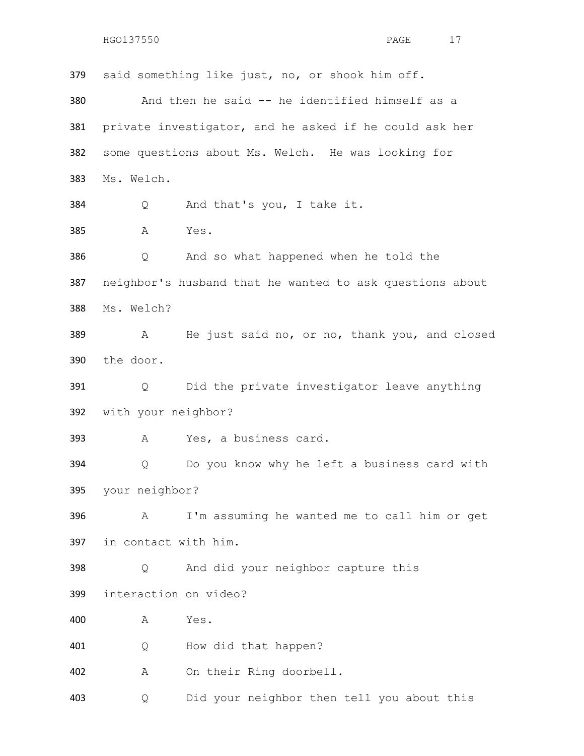379 said something like just, no, or shook him off.

380 And then he said -- he identified himself as a

381 private investigator, and he asked if he could ask her

382 some questions about Ms. Welch. He was looking for

383 Ms. Welch.

384 Q And that's you, I take it.

385 A Yes.

386 Q And so what happened when he told the

387 neighbor's husband that he wanted to ask questions about

388 Ms. Welch?

389 A He just said no, or no, thank you, and closed

390 the door.

391 Q Did the private investigator leave anything

392 with your neighbor?

393 A Yes, a business card.

394 Q Do you know why he left a business card with

395 your neighbor?

396 A I'm assuming he wanted me to call him or get

397 in contact with him.

398 Q And did your neighbor capture this

399 interaction on video?

400 A Yes.

401 Q How did that happen?

402 A On their Ring doorbell.

403 Q Did your neighbor then tell you about this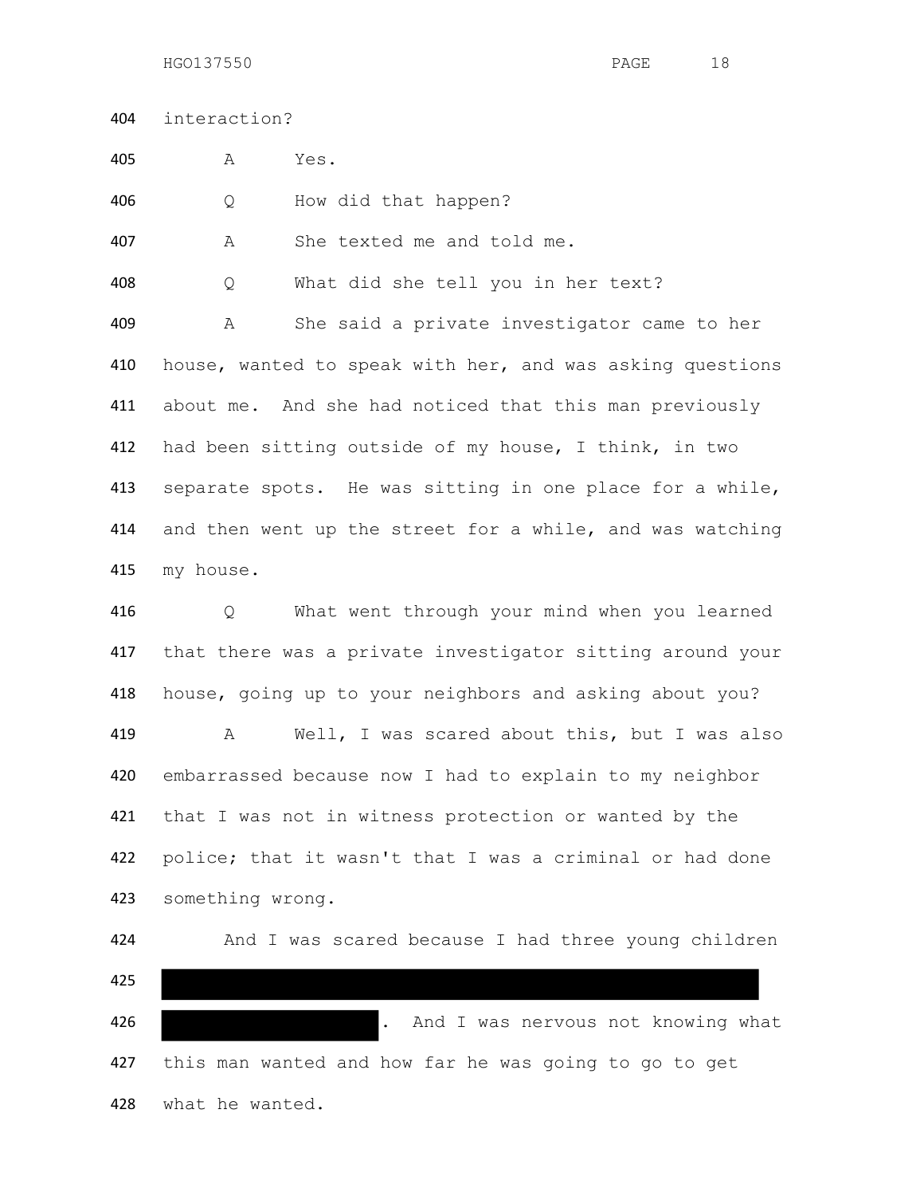404 interaction?

405 A Yes.

406 Q How did that happen?

407 A She texted me and told me.

408 Q What did she tell you in her text?

409 A She said a private investigator came to her
410 house, wanted to speak with her, and was asking questions
411 about me. And she had noticed that this man previously
412 had been sitting outside of my house, I think, in two
413 separate spots. He was sitting in one place for a while,
414 and then went up the street for a while, and was watching
415 my house.

416 Q What went through your mind when you learned
417 that there was a private investigator sitting around your
418 house, going up to your neighbors and asking about you?

419 A Well, I was scared about this, but I was also
420 embarrassed because now I had to explain to my neighbor
421 that I was not in witness protection or wanted by the
422 police; that it wasn't that I was a criminal or had done
423 something wrong.

424 And I was scared because I had three young children
425 [REDACTED]
426 [REDACTED]. And I was nervous not knowing what
427 this man wanted and how far he was going to go to get
428 what he wanted.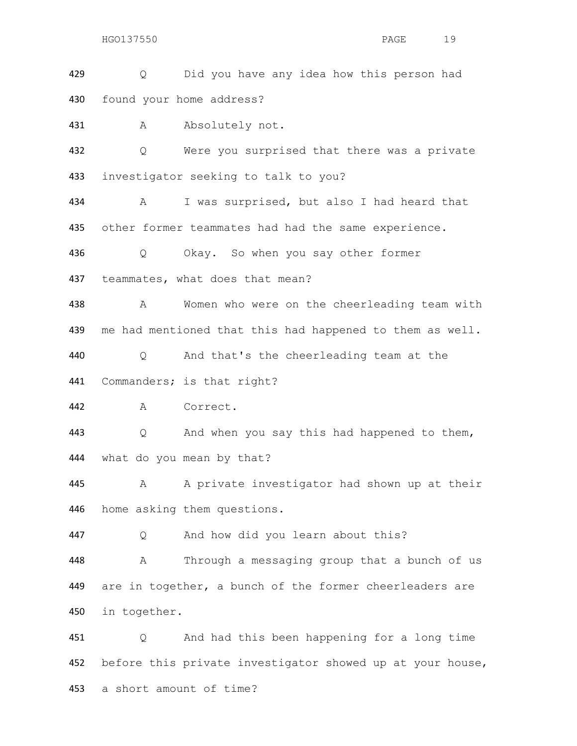429 Q Did you have any idea how this person had
430 found your home address?

431 A Absolutely not.

432 Q Were you surprised that there was a private
433 investigator seeking to talk to you?

434 A I was surprised, but also I had heard that
435 other former teammates had had the same experience.

436 Q Okay. So when you say other former
437 teammates, what does that mean?

438 A Women who were on the cheerleading team with
439 me had mentioned that this had happened to them as well.

440 Q And that's the cheerleading team at the
441 Commanders; is that right?

442 A Correct.

443 Q And when you say this had happened to them,
444 what do you mean by that?

445 A A private investigator had shown up at their
446 home asking them questions.

447 Q And how did you learn about this?

448 A Through a messaging group that a bunch of us
449 are in together, a bunch of the former cheerleaders are
450 in together.

451 Q And had this been happening for a long time
452 before this private investigator showed up at your house,
453 a short amount of time?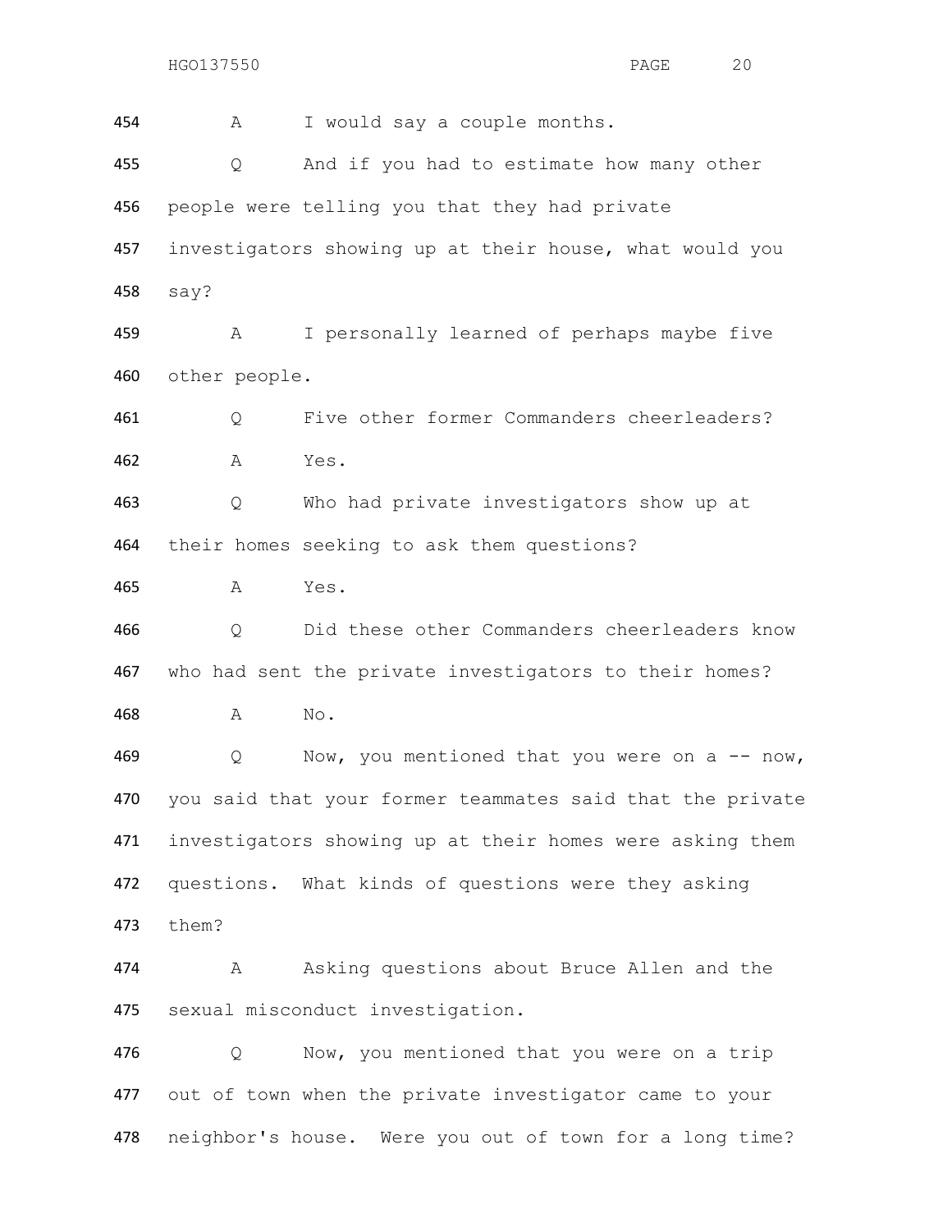454 A I would say a couple months.

455 Q And if you had to estimate how many other
456 people were telling you that they had private
457 investigators showing up at their house, what would you
458 say?

459 A I personally learned of perhaps maybe five
460 other people.

461 Q Five other former Commanders cheerleaders?

462 A Yes.

463 Q Who had private investigators show up at
464 their homes seeking to ask them questions?

465 A Yes.

466 Q Did these other Commanders cheerleaders know
467 who had sent the private investigators to their homes?

468 A No.

469 Q Now, you mentioned that you were on a -- now,
470 you said that your former teammates said that the private
471 investigators showing up at their homes were asking them
472 questions. What kinds of questions were they asking
473 them?

474 A Asking questions about Bruce Allen and the
475 sexual misconduct investigation.

476 Q Now, you mentioned that you were on a trip
477 out of town when the private investigator came to your
478 neighbor's house. Were you out of town for a long time?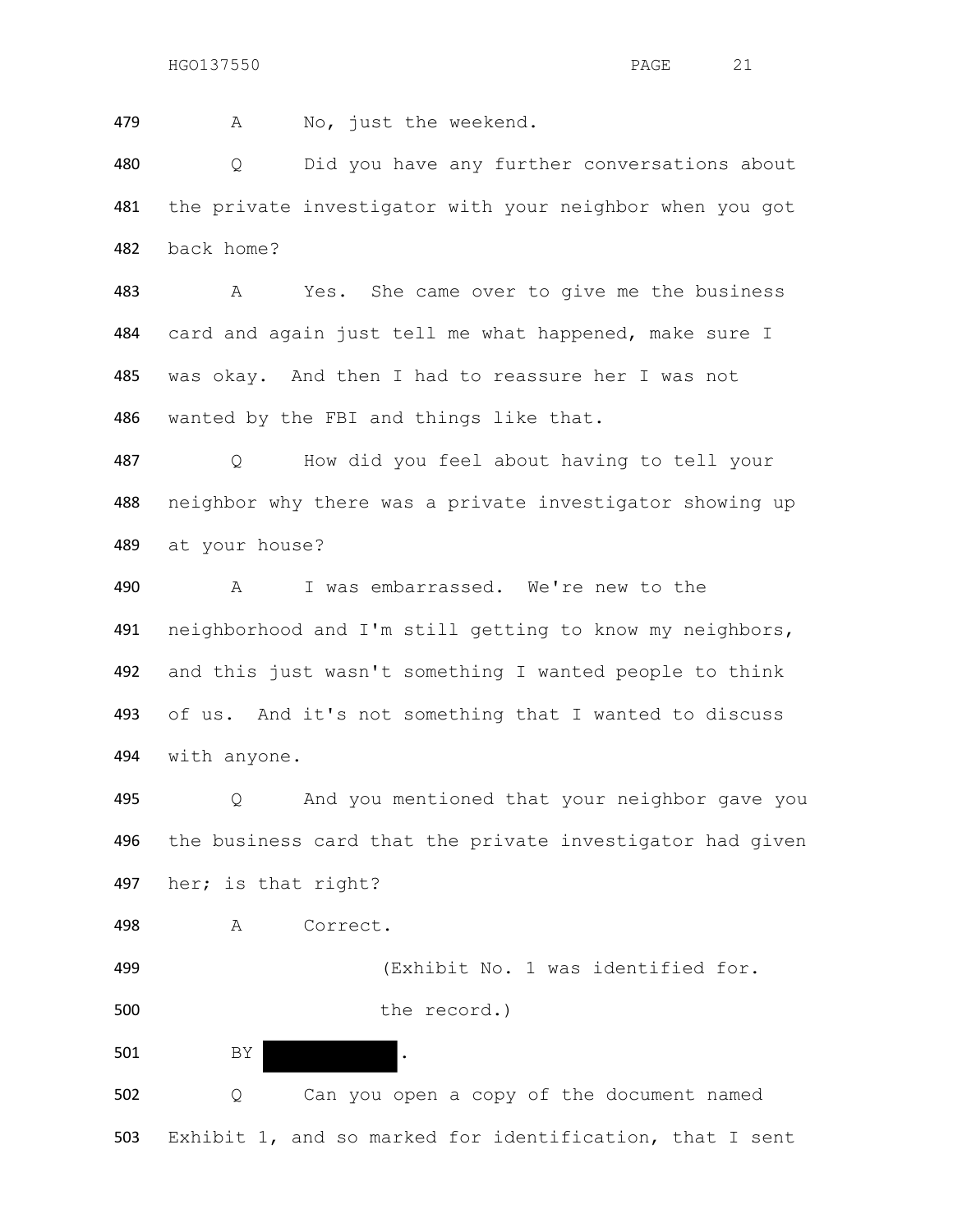479 A No, just the weekend.

480 Q Did you have any further conversations about
481 the private investigator with your neighbor when you got
482 back home?

483 A Yes. She came over to give me the business
484 card and again just tell me what happened, make sure I
485 was okay. And then I had to reassure her I was not
486 wanted by the FBI and things like that.

487 Q How did you feel about having to tell your
488 neighbor why there was a private investigator showing up
489 at your house?

490 A I was embarrassed. We're new to the
491 neighborhood and I'm still getting to know my neighbors,
492 and this just wasn't something I wanted people to think
493 of us. And it's not something that I wanted to discuss
494 with anyone.

495 Q And you mentioned that your neighbor gave you
496 the business card that the private investigator had given
497 her; is that right?

498 A Correct.

499 (Exhibit No. 1 was identified for.
500 the record.)

501 BY [REDACTED].

502 Q Can you open a copy of the document named
503 Exhibit 1, and so marked for identification, that I sent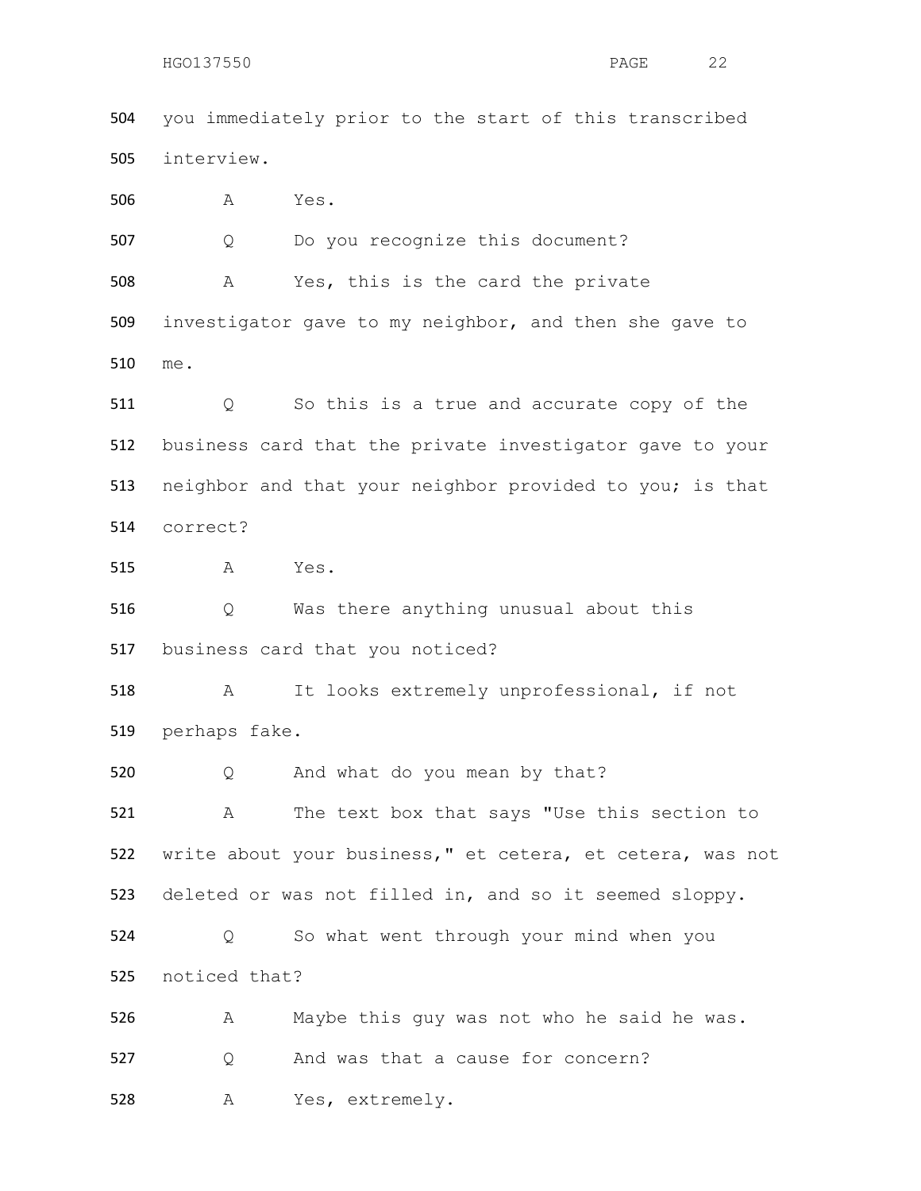504 you immediately prior to the start of this transcribed
505 interview.

506 A Yes.

507 Q Do you recognize this document?

508 A Yes, this is the card the private
509 investigator gave to my neighbor, and then she gave to
510 me.

511 Q So this is a true and accurate copy of the
512 business card that the private investigator gave to your
513 neighbor and that your neighbor provided to you; is that
514 correct?

515 A Yes.

516 Q Was there anything unusual about this
517 business card that you noticed?

518 A It looks extremely unprofessional, if not
519 perhaps fake.

520 Q And what do you mean by that?

521 A The text box that says "Use this section to
522 write about your business," et cetera, et cetera, was not
523 deleted or was not filled in, and so it seemed sloppy.

524 Q So what went through your mind when you
525 noticed that?

526 A Maybe this guy was not who he said he was.

527 Q And was that a cause for concern?

528 A Yes, extremely.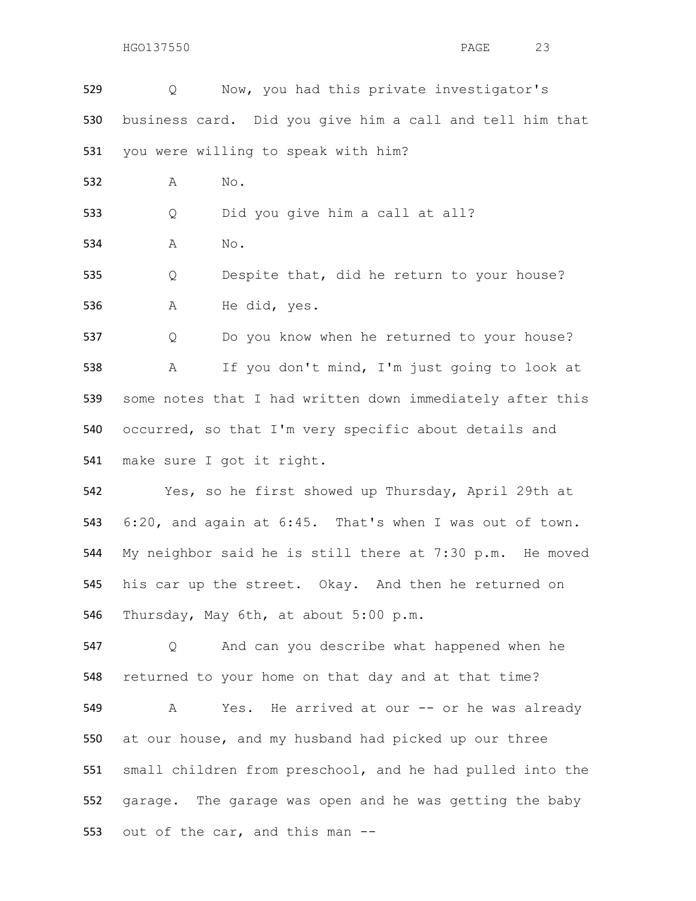529 Q Now, you had this private investigator's
530 business card. Did you give him a call and tell him that
531 you were willing to speak with him?

532 A No.

533 Q Did you give him a call at all?

534 A No.

535 Q Despite that, did he return to your house?

536 A He did, yes.

537 Q Do you know when he returned to your house?

538 A If you don't mind, I'm just going to look at
539 some notes that I had written down immediately after this
540 occurred, so that I'm very specific about details and
541 make sure I got it right.

542 Yes, so he first showed up Thursday, April 29th at
543 6:20, and again at 6:45. That's when I was out of town.
544 My neighbor said he is still there at 7:30 p.m. He moved
545 his car up the street. Okay. And then he returned on
546 Thursday, May 6th, at about 5:00 p.m.

547 Q And can you describe what happened when he
548 returned to your home on that day and at that time?

549 A Yes. He arrived at our -- or he was already
550 at our house, and my husband had picked up our three
551 small children from preschool, and he had pulled into the
552 garage. The garage was open and he was getting the baby
553 out of the car, and this man --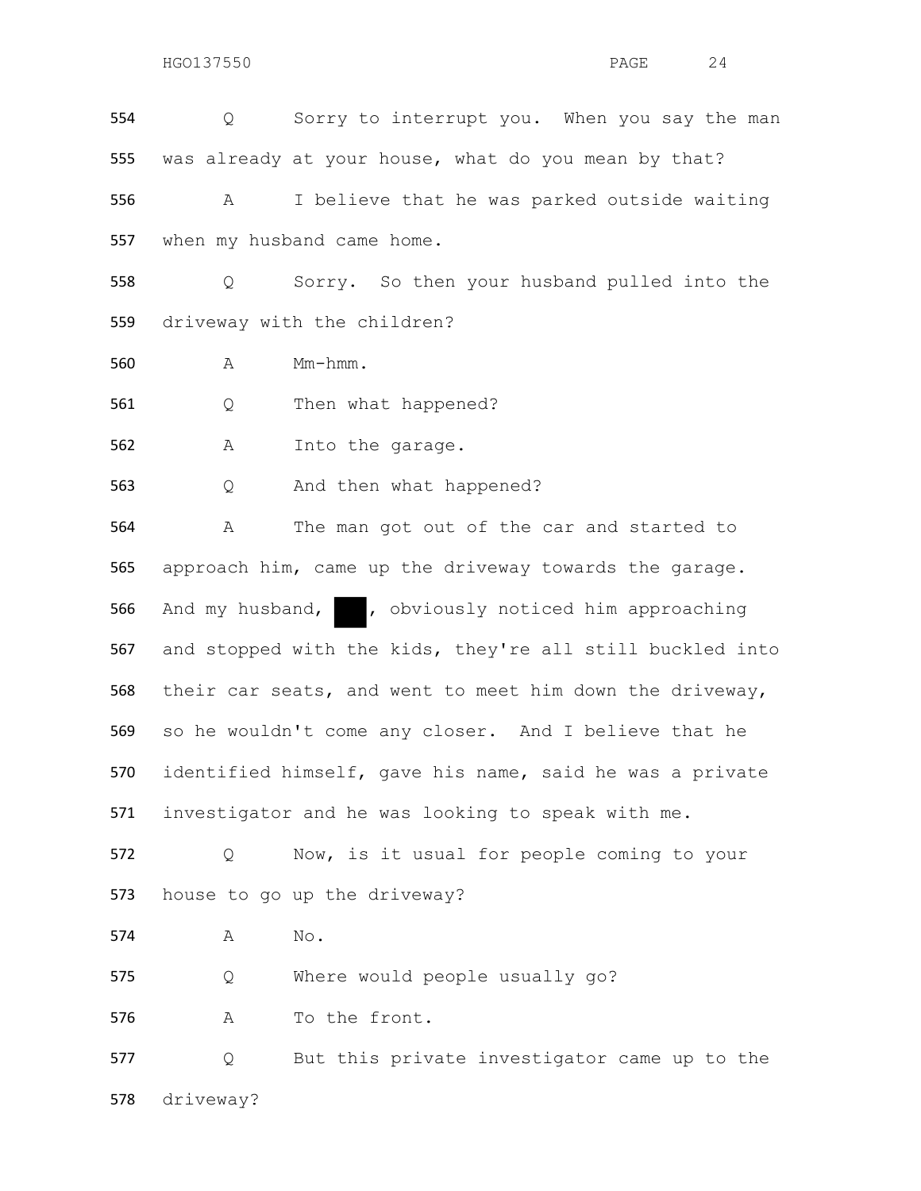554 Q Sorry to interrupt you. When you say the man
555 was already at your house, what do you mean by that?
556 A I believe that he was parked outside waiting
557 when my husband came home.
558 Q Sorry. So then your husband pulled into the
559 driveway with the children?
560 A Mm-hmm.
561 Q Then what happened?
562 A Into the garage.
563 Q And then what happened?
564 A The man got out of the car and started to
565 approach him, came up the driveway towards the garage.
566 And my husband, ███, obviously noticed him approaching
567 and stopped with the kids, they're all still buckled into
568 their car seats, and went to meet him down the driveway,
569 so he wouldn't come any closer. And I believe that he
570 identified himself, gave his name, said he was a private
571 investigator and he was looking to speak with me.
572 Q Now, is it usual for people coming to your
573 house to go up the driveway?
574 A No.
575 Q Where would people usually go?
576 A To the front.
577 Q But this private investigator came up to the
578 driveway?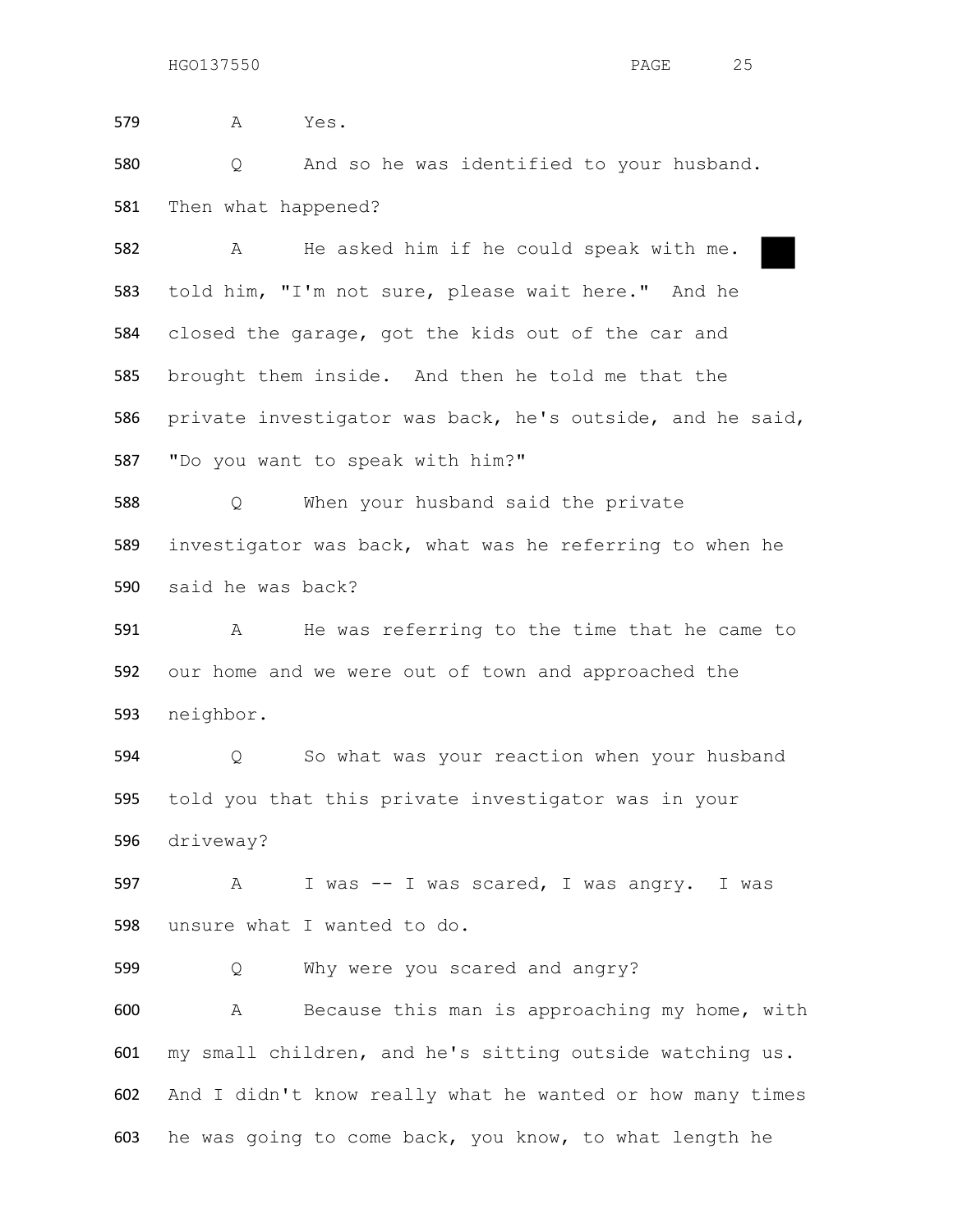579 A Yes.

580 Q And so he was identified to your husband.

581 Then what happened?

582 A He asked him if he could speak with me. ██

583 told him, "I'm not sure, please wait here." And he

584 closed the garage, got the kids out of the car and

585 brought them inside. And then he told me that the

586 private investigator was back, he's outside, and he said,

587 "Do you want to speak with him?"

588 Q When your husband said the private

589 investigator was back, what was he referring to when he

590 said he was back?

591 A He was referring to the time that he came to

592 our home and we were out of town and approached the

593 neighbor.

594 Q So what was your reaction when your husband

595 told you that this private investigator was in your

596 driveway?

597 A I was -- I was scared, I was angry. I was

598 unsure what I wanted to do.

599 Q Why were you scared and angry?

600 A Because this man is approaching my home, with

601 my small children, and he's sitting outside watching us.

602 And I didn't know really what he wanted or how many times

603 he was going to come back, you know, to what length he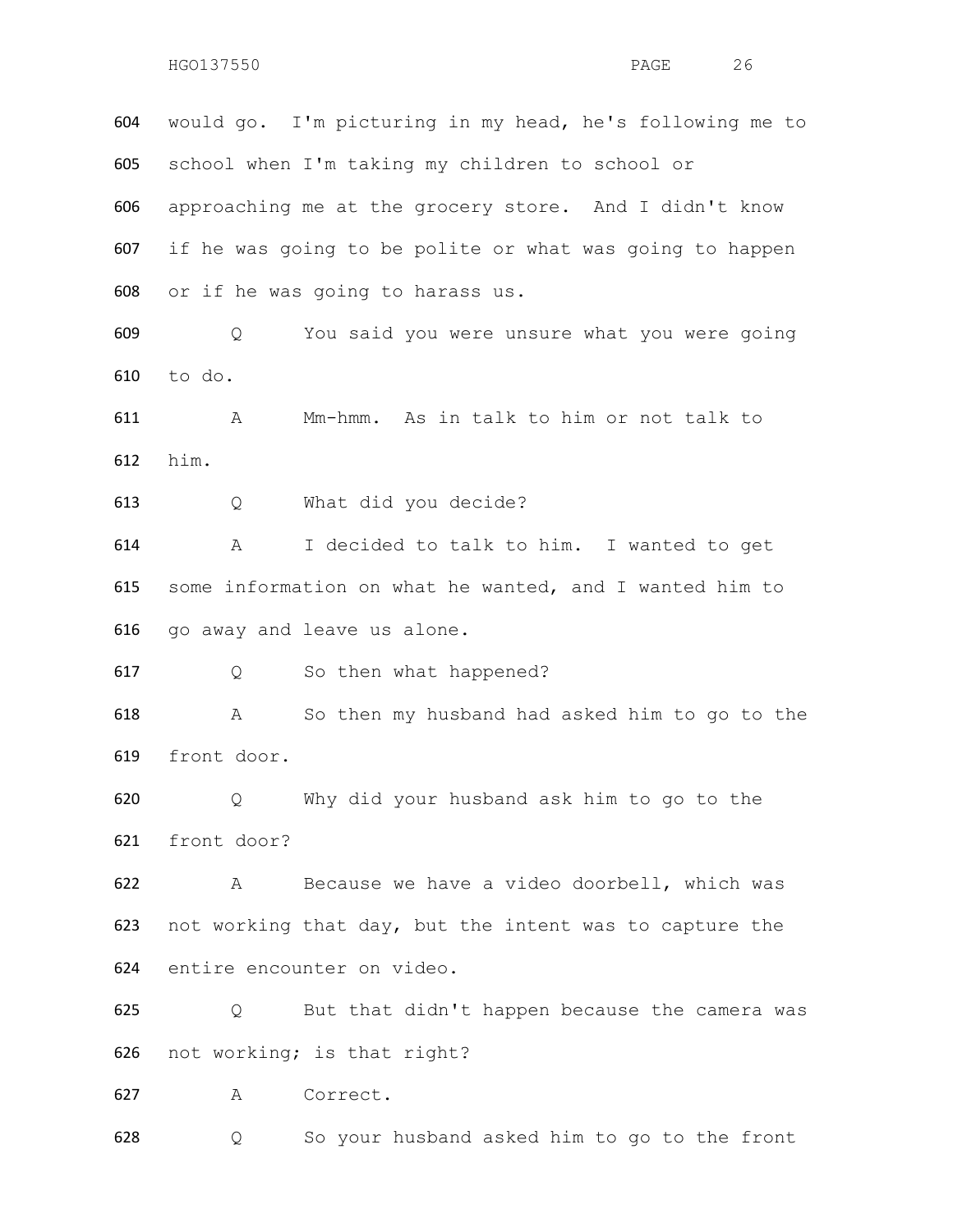604 would go. I'm picturing in my head, he's following me to
605 school when I'm taking my children to school or
606 approaching me at the grocery store. And I didn't know
607 if he was going to be polite or what was going to happen
608 or if he was going to harass us.

609 Q You said you were unsure what you were going
610 to do.

611 A Mm-hmm. As in talk to him or not talk to
612 him.

613 Q What did you decide?

614 A I decided to talk to him. I wanted to get
615 some information on what he wanted, and I wanted him to
616 go away and leave us alone.

617 Q So then what happened?

618 A So then my husband had asked him to go to the
619 front door.

620 Q Why did your husband ask him to go to the
621 front door?

622 A Because we have a video doorbell, which was
623 not working that day, but the intent was to capture the
624 entire encounter on video.

625 Q But that didn't happen because the camera was
626 not working; is that right?

627 A Correct.

628 Q So your husband asked him to go to the front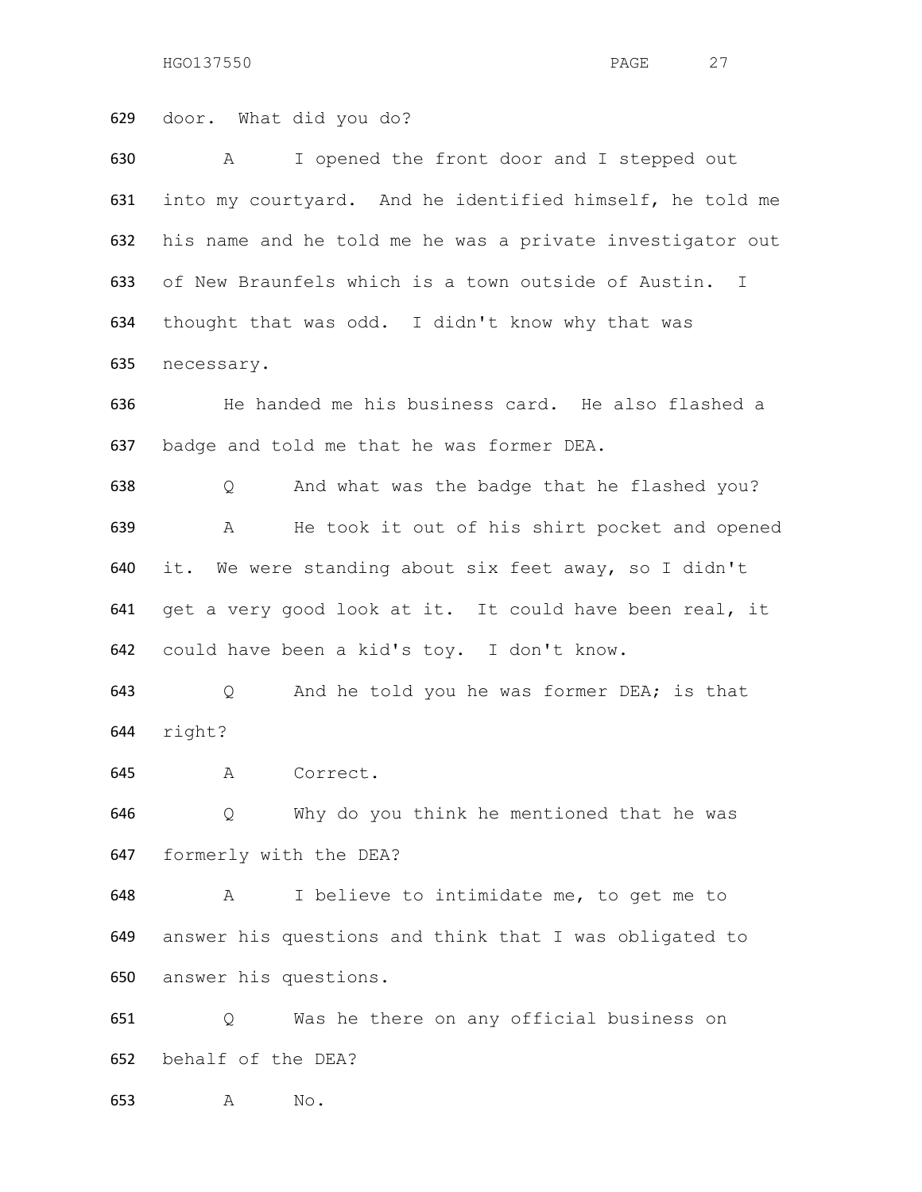629 door. What did you do?

630 A I opened the front door and I stepped out
631 into my courtyard. And he identified himself, he told me
632 his name and he told me he was a private investigator out
633 of New Braunfels which is a town outside of Austin. I
634 thought that was odd. I didn't know why that was
635 necessary.

636 He handed me his business card. He also flashed a
637 badge and told me that he was former DEA.

638 Q And what was the badge that he flashed you?

639 A He took it out of his shirt pocket and opened
640 it. We were standing about six feet away, so I didn't
641 get a very good look at it. It could have been real, it
642 could have been a kid's toy. I don't know.

643 Q And he told you he was former DEA; is that
644 right?

645 A Correct.

646 Q Why do you think he mentioned that he was
647 formerly with the DEA?

648 A I believe to intimidate me, to get me to
649 answer his questions and think that I was obligated to
650 answer his questions.

651 Q Was he there on any official business on
652 behalf of the DEA?

653 A No.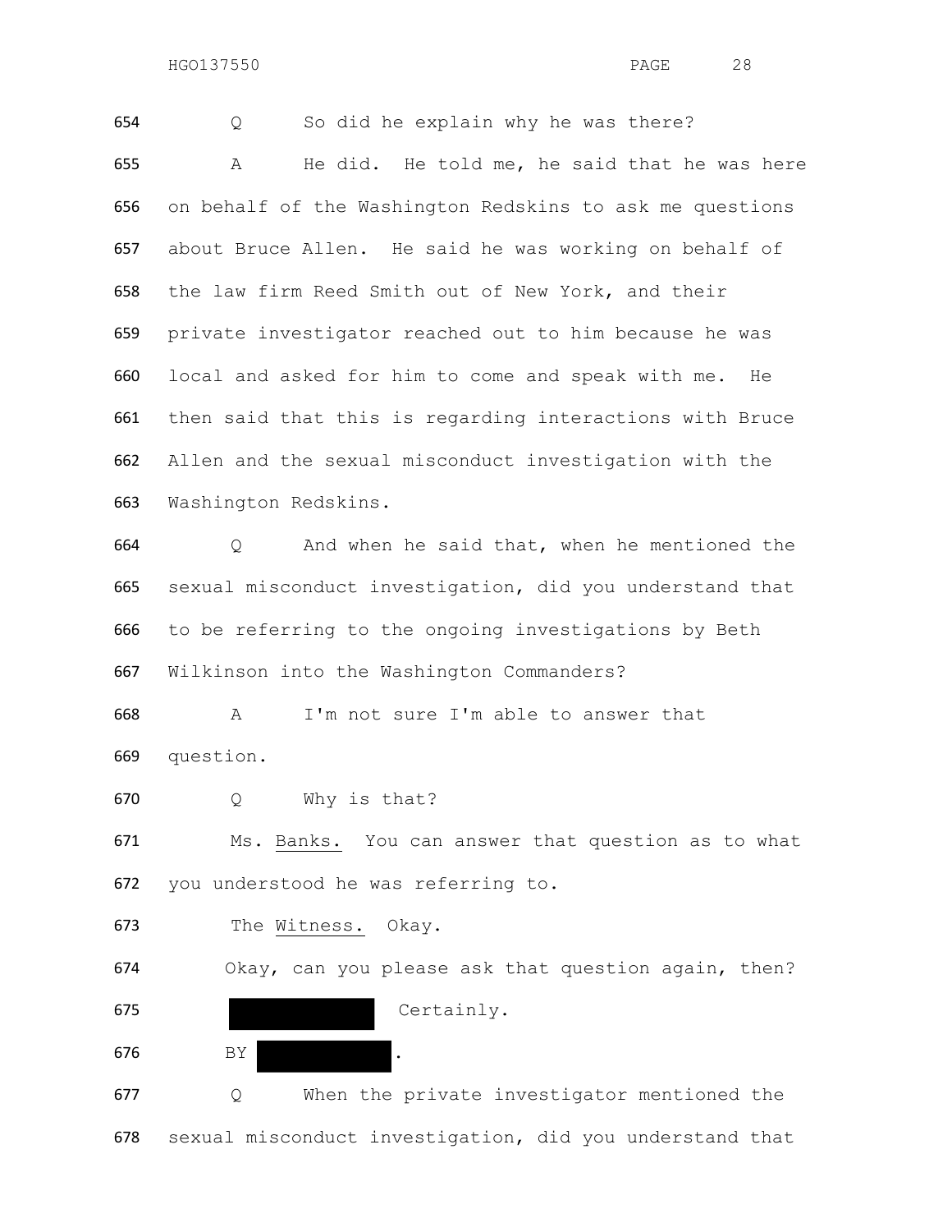654 Q So did he explain why he was there?

655 A He did. He told me, he said that he was here
656 on behalf of the Washington Redskins to ask me questions
657 about Bruce Allen. He said he was working on behalf of
658 the law firm Reed Smith out of New York, and their
659 private investigator reached out to him because he was
660 local and asked for him to come and speak with me. He
661 then said that this is regarding interactions with Bruce
662 Allen and the sexual misconduct investigation with the
663 Washington Redskins.

664 Q And when he said that, when he mentioned the
665 sexual misconduct investigation, did you understand that
666 to be referring to the ongoing investigations by Beth
667 Wilkinson into the Washington Commanders?

668 A I'm not sure I'm able to answer that
669 question.

670 Q Why is that?

671 Ms. Banks. You can answer that question as to what
672 you understood he was referring to.

673 The Witness. Okay.

674 Okay, can you please ask that question again, then?

675 [REDACTED] Certainly.

676 BY [REDACTED].

677 Q When the private investigator mentioned the
678 sexual misconduct investigation, did you understand that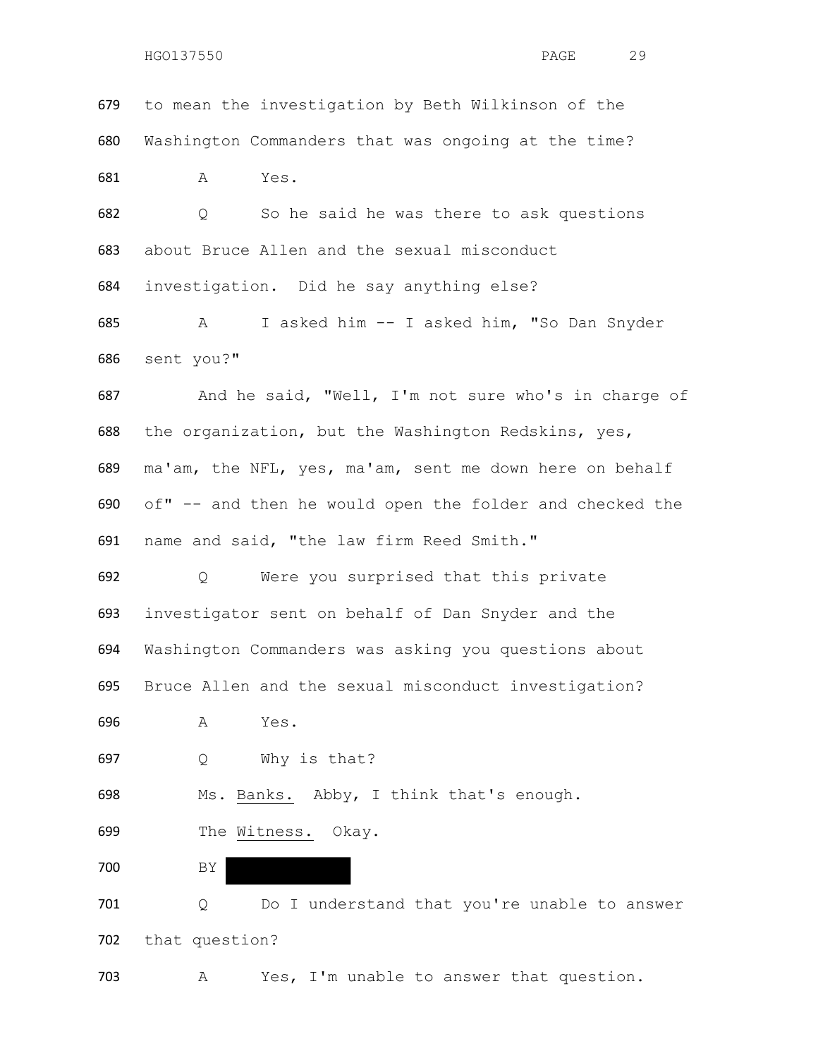679 to mean the investigation by Beth Wilkinson of the

680 Washington Commanders that was ongoing at the time?

681 A Yes.

682 Q So he said he was there to ask questions

683 about Bruce Allen and the sexual misconduct

684 investigation. Did he say anything else?

685 A I asked him -- I asked him, "So Dan Snyder

686 sent you?"

687 And he said, "Well, I'm not sure who's in charge of

688 the organization, but the Washington Redskins, yes,

689 ma'am, the NFL, yes, ma'am, sent me down here on behalf

690 of" -- and then he would open the folder and checked the

691 name and said, "the law firm Reed Smith."

692 Q Were you surprised that this private

693 investigator sent on behalf of Dan Snyder and the

694 Washington Commanders was asking you questions about

695 Bruce Allen and the sexual misconduct investigation?

696 A Yes.

697 Q Why is that?

698 Ms. Banks. Abby, I think that's enough.

699 The Witness. Okay.

700 BY

701 Q Do I understand that you're unable to answer

702 that question?

703 A Yes, I'm unable to answer that question.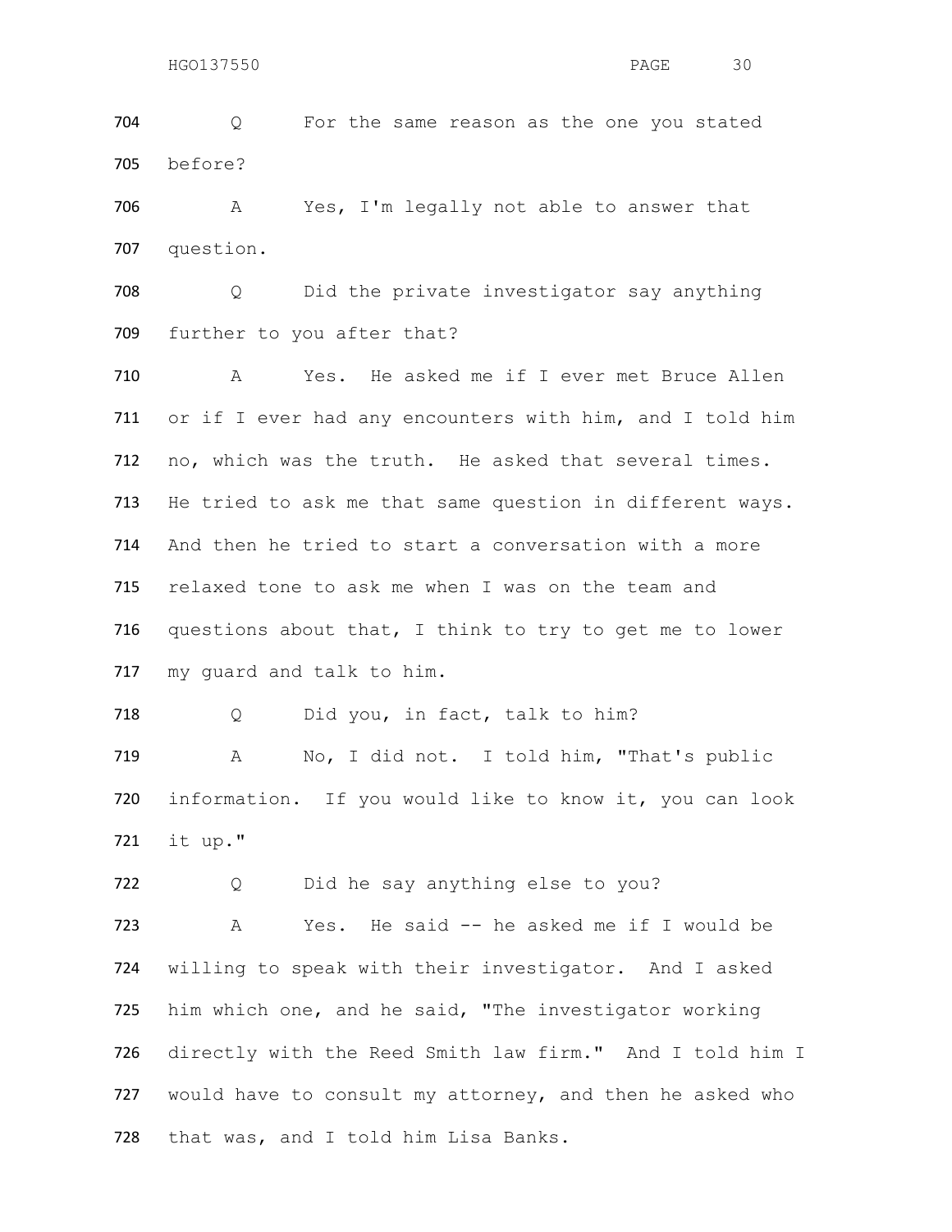704 Q For the same reason as the one you stated
705 before?

706 A Yes, I'm legally not able to answer that
707 question.

708 Q Did the private investigator say anything
709 further to you after that?

710 A Yes. He asked me if I ever met Bruce Allen
711 or if I ever had any encounters with him, and I told him
712 no, which was the truth. He asked that several times.
713 He tried to ask me that same question in different ways.
714 And then he tried to start a conversation with a more
715 relaxed tone to ask me when I was on the team and
716 questions about that, I think to try to get me to lower
717 my guard and talk to him.

718 Q Did you, in fact, talk to him?

719 A No, I did not. I told him, "That's public
720 information. If you would like to know it, you can look
721 it up."

722 Q Did he say anything else to you?

723 A Yes. He said -- he asked me if I would be
724 willing to speak with their investigator. And I asked
725 him which one, and he said, "The investigator working
726 directly with the Reed Smith law firm." And I told him I
727 would have to consult my attorney, and then he asked who
728 that was, and I told him Lisa Banks.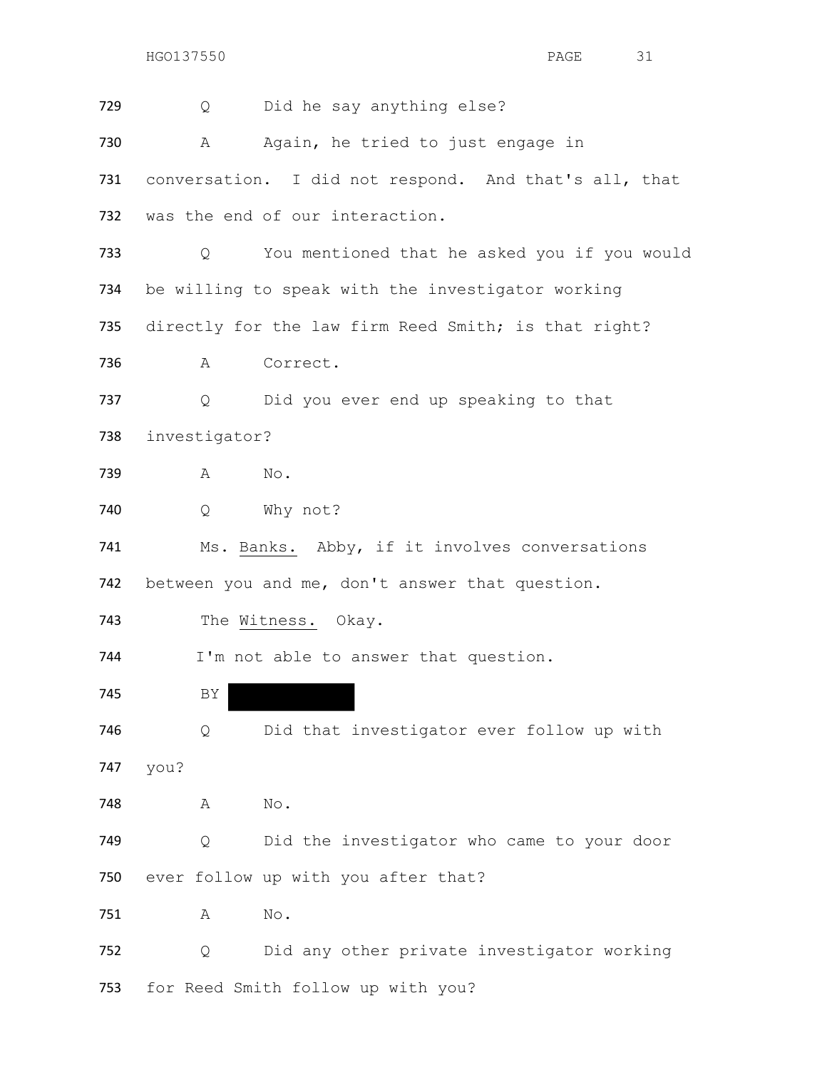729 Q Did he say anything else?

730 A Again, he tried to just engage in

731 conversation. I did not respond. And that's all, that

732 was the end of our interaction.

733 Q You mentioned that he asked you if you would

734 be willing to speak with the investigator working

735 directly for the law firm Reed Smith; is that right?

736 A Correct.

737 Q Did you ever end up speaking to that

738 investigator?

739 A No.

740 Q Why not?

741 Ms. Banks. Abby, if it involves conversations

742 between you and me, don't answer that question.

743 The Witness. Okay.

744 I'm not able to answer that question.

745 BY [REDACTED]

746 Q Did that investigator ever follow up with

747 you?

748 A No.

749 Q Did the investigator who came to your door

750 ever follow up with you after that?

751 A No.

752 Q Did any other private investigator working

753 for Reed Smith follow up with you?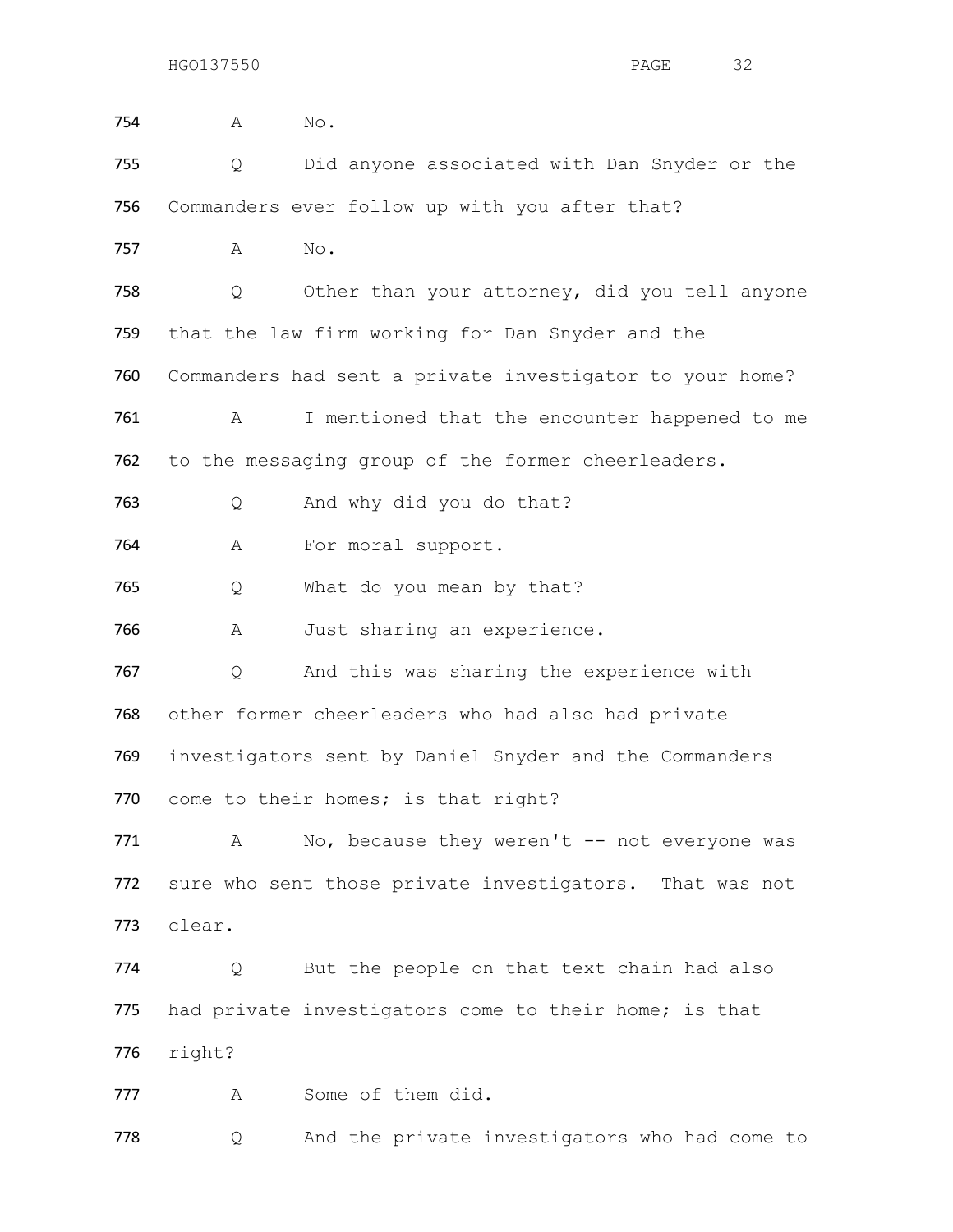754 A No.

755 Q Did anyone associated with Dan Snyder or the
756 Commanders ever follow up with you after that?

757 A No.

758 Q Other than your attorney, did you tell anyone
759 that the law firm working for Dan Snyder and the
760 Commanders had sent a private investigator to your home?

761 A I mentioned that the encounter happened to me
762 to the messaging group of the former cheerleaders.

763 Q And why did you do that?

764 A For moral support.

765 Q What do you mean by that?

766 A Just sharing an experience.

767 Q And this was sharing the experience with
768 other former cheerleaders who had also had private
769 investigators sent by Daniel Snyder and the Commanders
770 come to their homes; is that right?

771 A No, because they weren't -- not everyone was
772 sure who sent those private investigators. That was not
773 clear.

774 Q But the people on that text chain had also
775 had private investigators come to their home; is that
776 right?

777 A Some of them did.

778 Q And the private investigators who had come to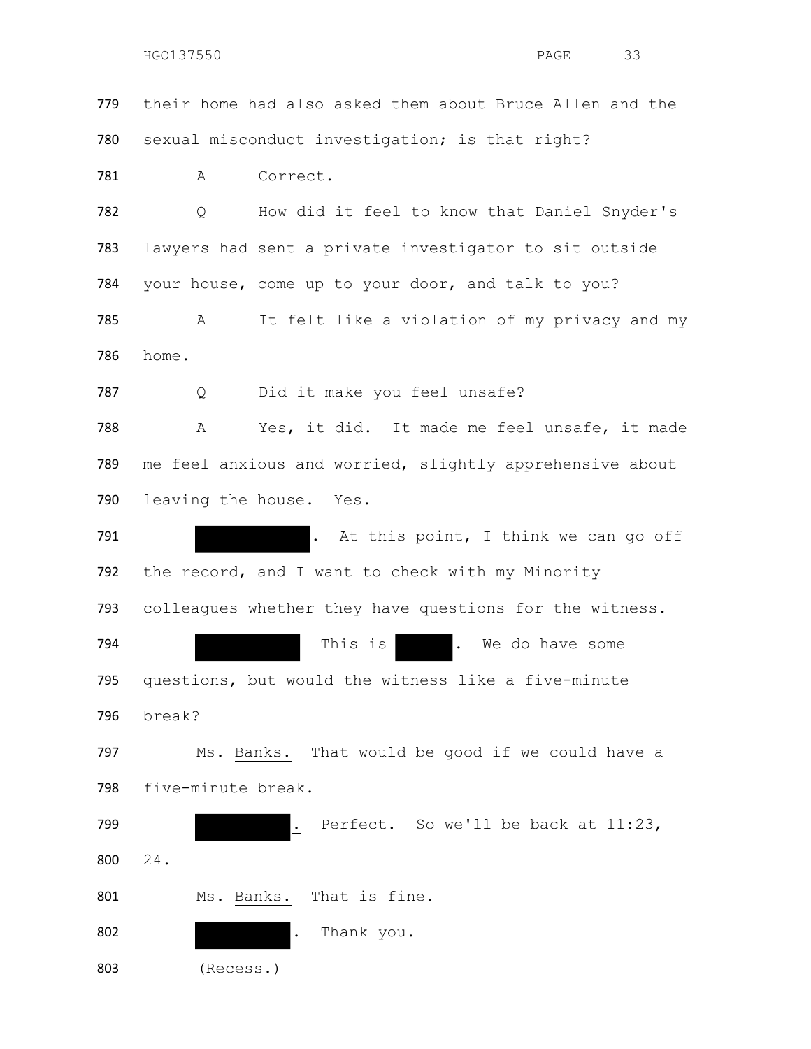779 their home had also asked them about Bruce Allen and the

780 sexual misconduct investigation; is that right?

781 A Correct.

782 Q How did it feel to know that Daniel Snyder's

783 lawyers had sent a private investigator to sit outside

784 your house, come up to your door, and talk to you?

785 A It felt like a violation of my privacy and my

786 home.

787 Q Did it make you feel unsafe?

788 A Yes, it did. It made me feel unsafe, it made

789 me feel anxious and worried, slightly apprehensive about

790 leaving the house. Yes.

791 [REDACTED]. At this point, I think we can go off

792 the record, and I want to check with my Minority

793 colleagues whether they have questions for the witness.

794 [REDACTED] This is [REDACTED]. We do have some

795 questions, but would the witness like a five-minute

796 break?

797 Ms. Banks. That would be good if we could have a

798 five-minute break.

799 [REDACTED]. Perfect. So we'll be back at 11:23,

800 24.

801 Ms. Banks. That is fine.

802 [REDACTED]. Thank you.

803 (Recess.)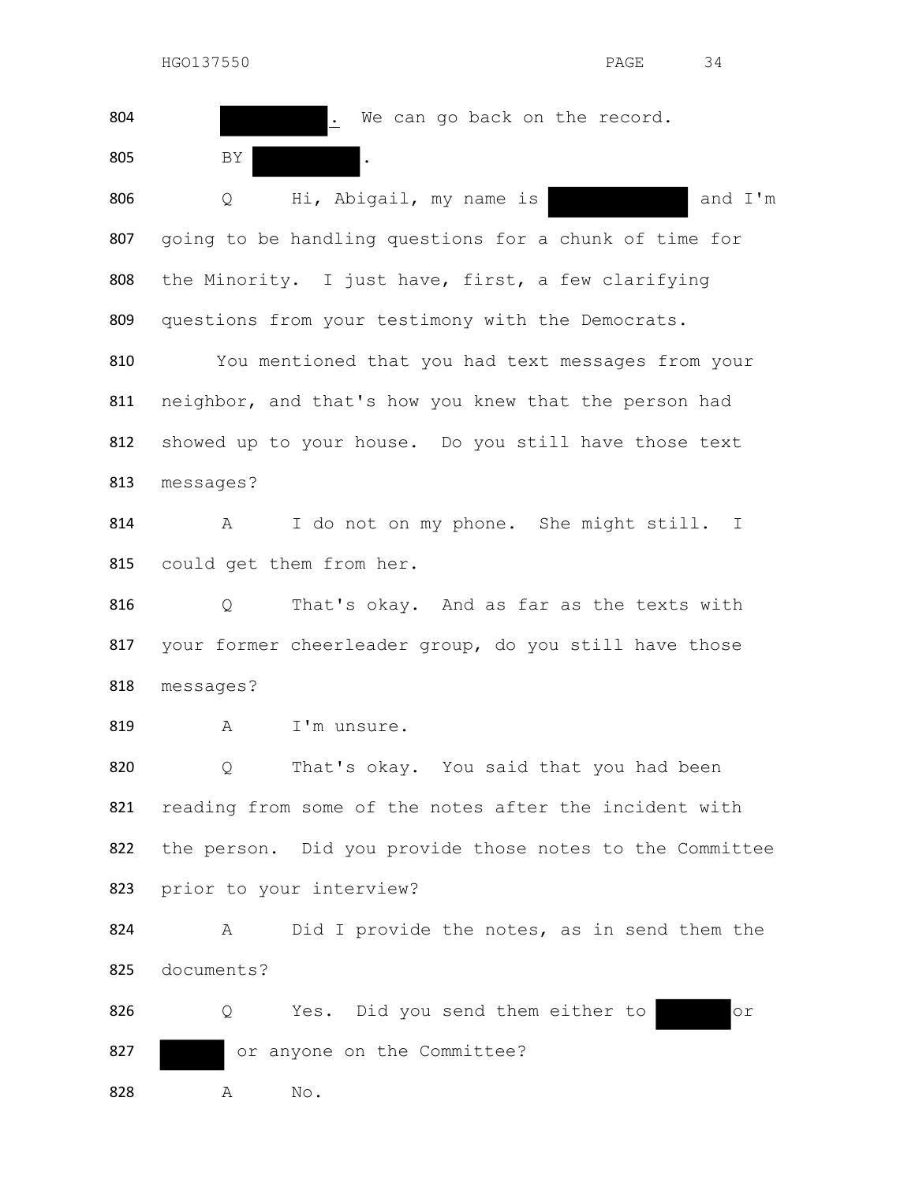804 [REDACTED]. We can go back on the record.

805 BY [REDACTED].

806 Q Hi, Abigail, my name is [REDACTED] and I'm
807 going to be handling questions for a chunk of time for
808 the Minority. I just have, first, a few clarifying
809 questions from your testimony with the Democrats.

810 You mentioned that you had text messages from your
811 neighbor, and that's how you knew that the person had
812 showed up to your house. Do you still have those text
813 messages?

814 A I do not on my phone. She might still. I
815 could get them from her.

816 Q That's okay. And as far as the texts with
817 your former cheerleader group, do you still have those
818 messages?

819 A I'm unsure.

820 Q That's okay. You said that you had been
821 reading from some of the notes after the incident with
822 the person. Did you provide those notes to the Committee
823 prior to your interview?

824 A Did I provide the notes, as in send them the
825 documents?

826 Q Yes. Did you send them either to [REDACTED] or
827 [REDACTED] or anyone on the Committee?

828 A No.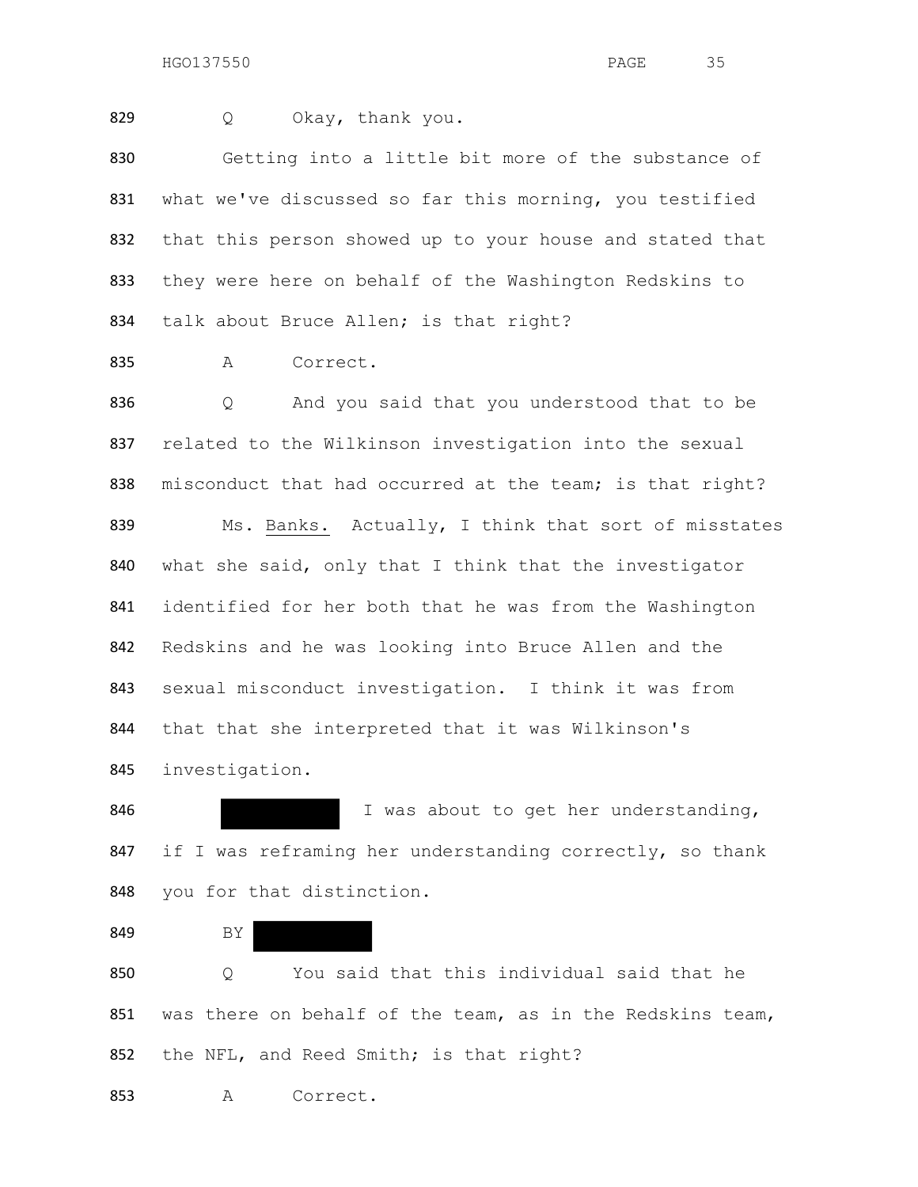829 Q Okay, thank you.

830 Getting into a little bit more of the substance of
831 what we've discussed so far this morning, you testified
832 that this person showed up to your house and stated that
833 they were here on behalf of the Washington Redskins to
834 talk about Bruce Allen; is that right?

835 A Correct.

836 Q And you said that you understood that to be
837 related to the Wilkinson investigation into the sexual
838 misconduct that had occurred at the team; is that right?

839 Ms. Banks. Actually, I think that sort of misstates
840 what she said, only that I think that the investigator
841 identified for her both that he was from the Washington
842 Redskins and he was looking into Bruce Allen and the
843 sexual misconduct investigation. I think it was from
844 that that she interpreted that it was Wilkinson's
845 investigation.

846 [REDACTED] I was about to get her understanding,
847 if I was reframing her understanding correctly, so thank
848 you for that distinction.

849 BY [REDACTED]

850 Q You said that this individual said that he
851 was there on behalf of the team, as in the Redskins team,
852 the NFL, and Reed Smith; is that right?

853 A Correct.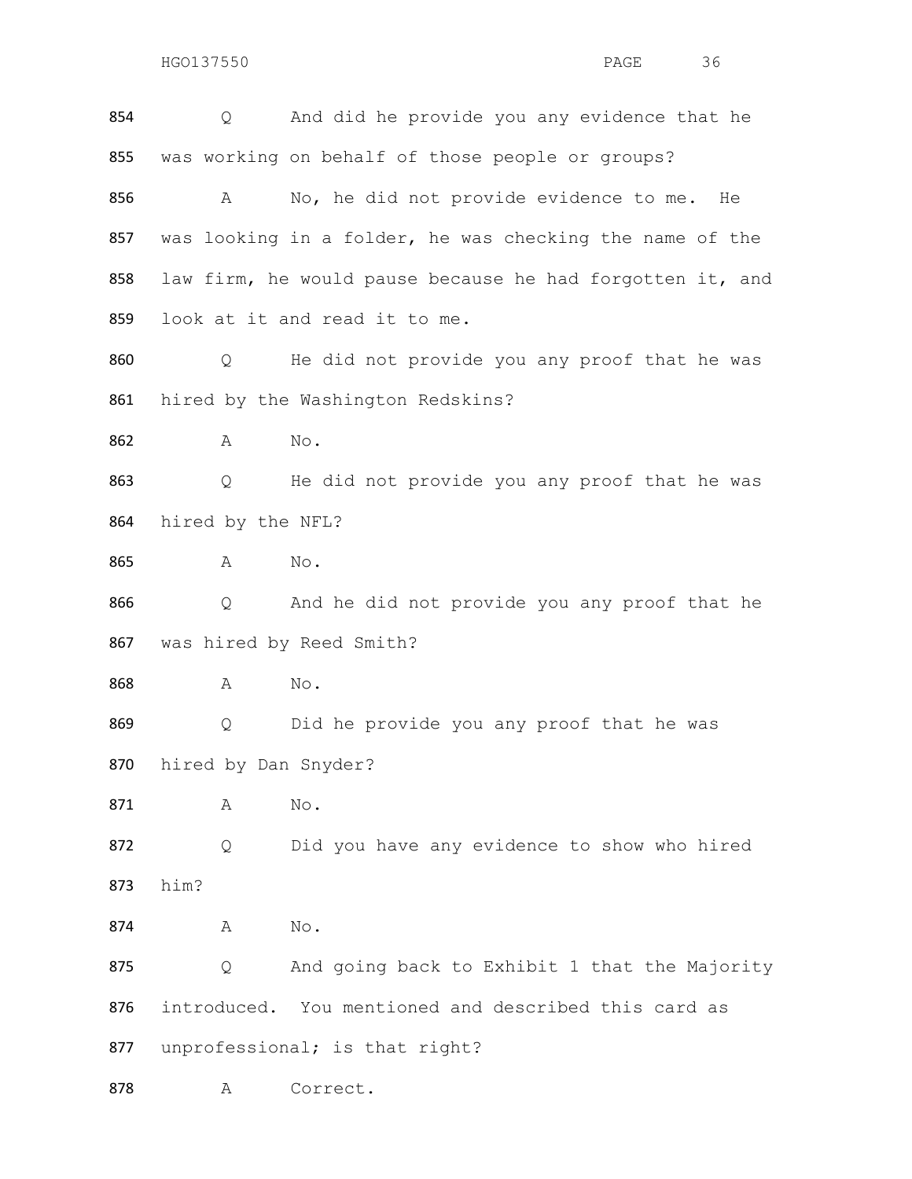854 Q And did he provide you any evidence that he
855 was working on behalf of those people or groups?

856 A No, he did not provide evidence to me. He
857 was looking in a folder, he was checking the name of the
858 law firm, he would pause because he had forgotten it, and
859 look at it and read it to me.

860 Q He did not provide you any proof that he was
861 hired by the Washington Redskins?

862 A No.

863 Q He did not provide you any proof that he was
864 hired by the NFL?

865 A No.

866 Q And he did not provide you any proof that he
867 was hired by Reed Smith?

868 A No.

869 Q Did he provide you any proof that he was
870 hired by Dan Snyder?

871 A No.

872 Q Did you have any evidence to show who hired
873 him?

874 A No.

875 Q And going back to Exhibit 1 that the Majority
876 introduced. You mentioned and described this card as
877 unprofessional; is that right?

878 A Correct.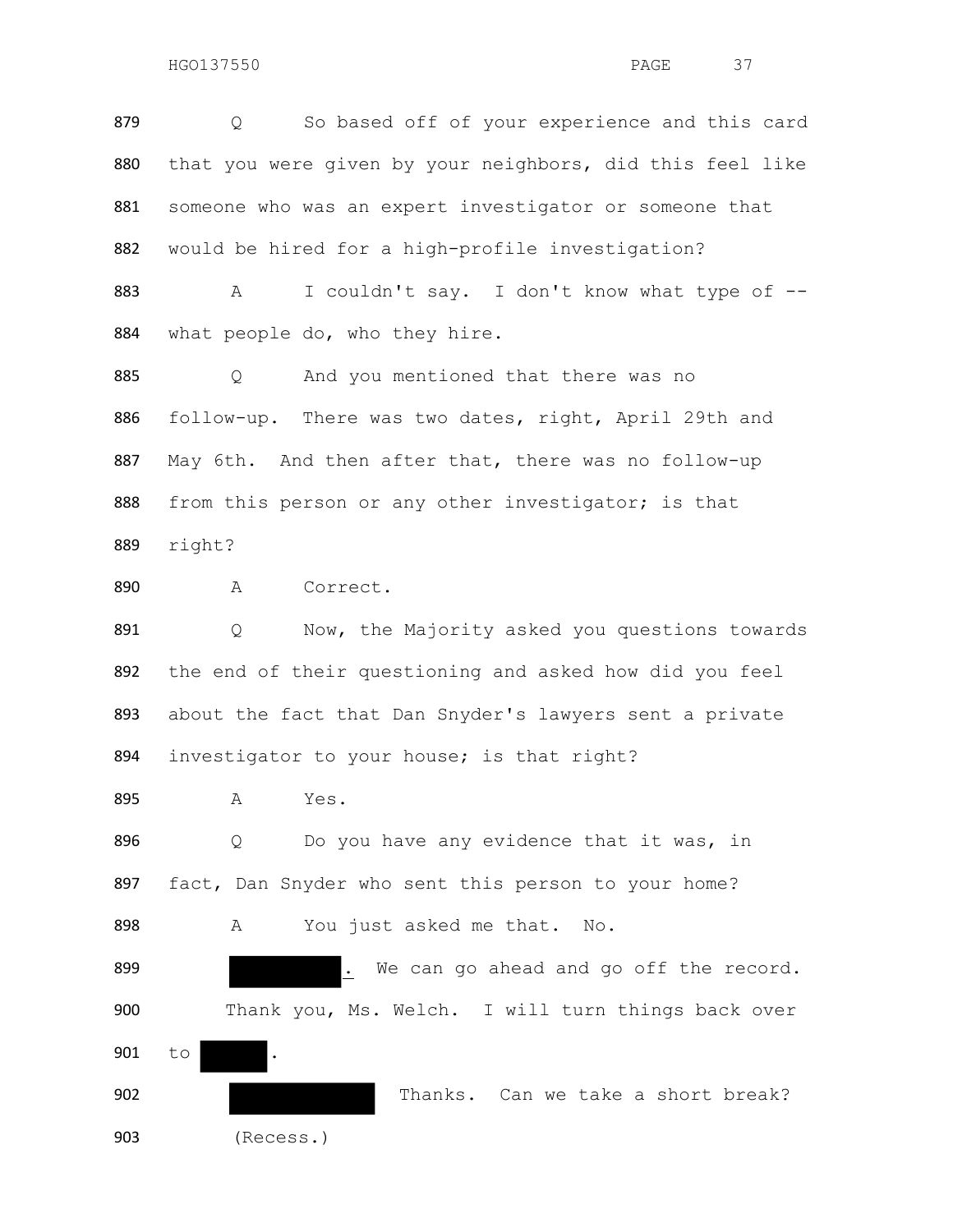879 Q So based off of your experience and this card

880 that you were given by your neighbors, did this feel like

881 someone who was an expert investigator or someone that

882 would be hired for a high-profile investigation?

883 A I couldn't say. I don't know what type of --

884 what people do, who they hire.

885 Q And you mentioned that there was no

886 follow-up. There was two dates, right, April 29th and

887 May 6th. And then after that, there was no follow-up

888 from this person or any other investigator; is that

889 right?

890 A Correct.

891 Q Now, the Majority asked you questions towards

892 the end of their questioning and asked how did you feel

893 about the fact that Dan Snyder's lawyers sent a private

894 investigator to your house; is that right?

895 A Yes.

896 Q Do you have any evidence that it was, in

897 fact, Dan Snyder who sent this person to your home?

898 A You just asked me that. No.

899 ███████. We can go ahead and go off the record.

900 Thank you, Ms. Welch. I will turn things back over

901 to █████.

902 ███████████ Thanks. Can we take a short break?

903 (Recess.)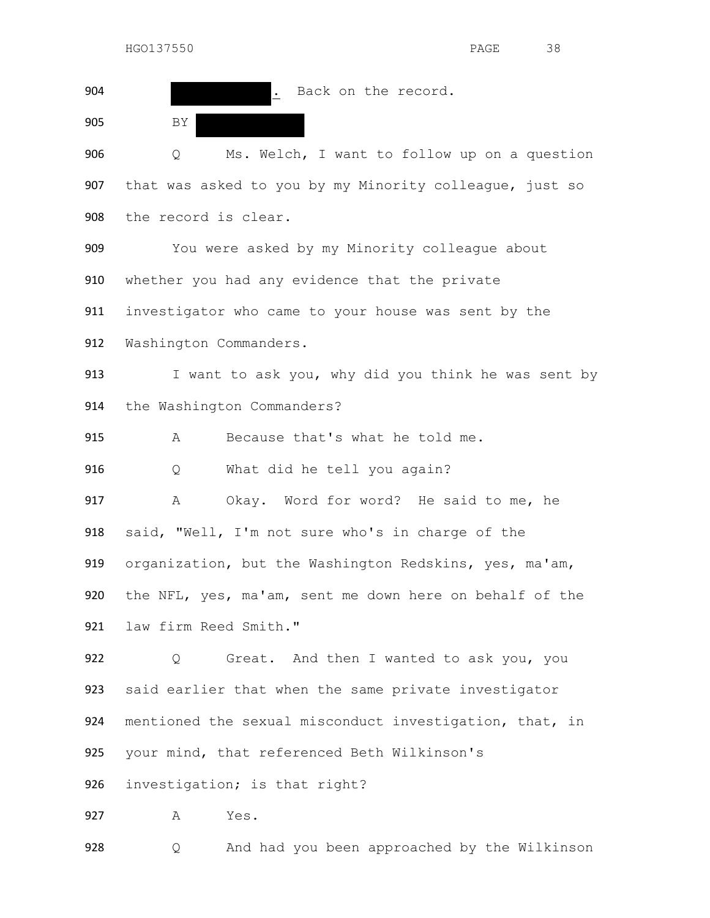904 [REDACTED]. Back on the record.

905 BY [REDACTED]

906 Q Ms. Welch, I want to follow up on a question

907 that was asked to you by my Minority colleague, just so

908 the record is clear.

909 You were asked by my Minority colleague about

910 whether you had any evidence that the private

911 investigator who came to your house was sent by the

912 Washington Commanders.

913 I want to ask you, why did you think he was sent by

914 the Washington Commanders?

915 A Because that's what he told me.

916 Q What did he tell you again?

917 A Okay. Word for word? He said to me, he

918 said, "Well, I'm not sure who's in charge of the

919 organization, but the Washington Redskins, yes, ma'am,

920 the NFL, yes, ma'am, sent me down here on behalf of the

921 law firm Reed Smith."

922 Q Great. And then I wanted to ask you, you

923 said earlier that when the same private investigator

924 mentioned the sexual misconduct investigation, that, in

925 your mind, that referenced Beth Wilkinson's

926 investigation; is that right?

927 A Yes.

928 Q And had you been approached by the Wilkinson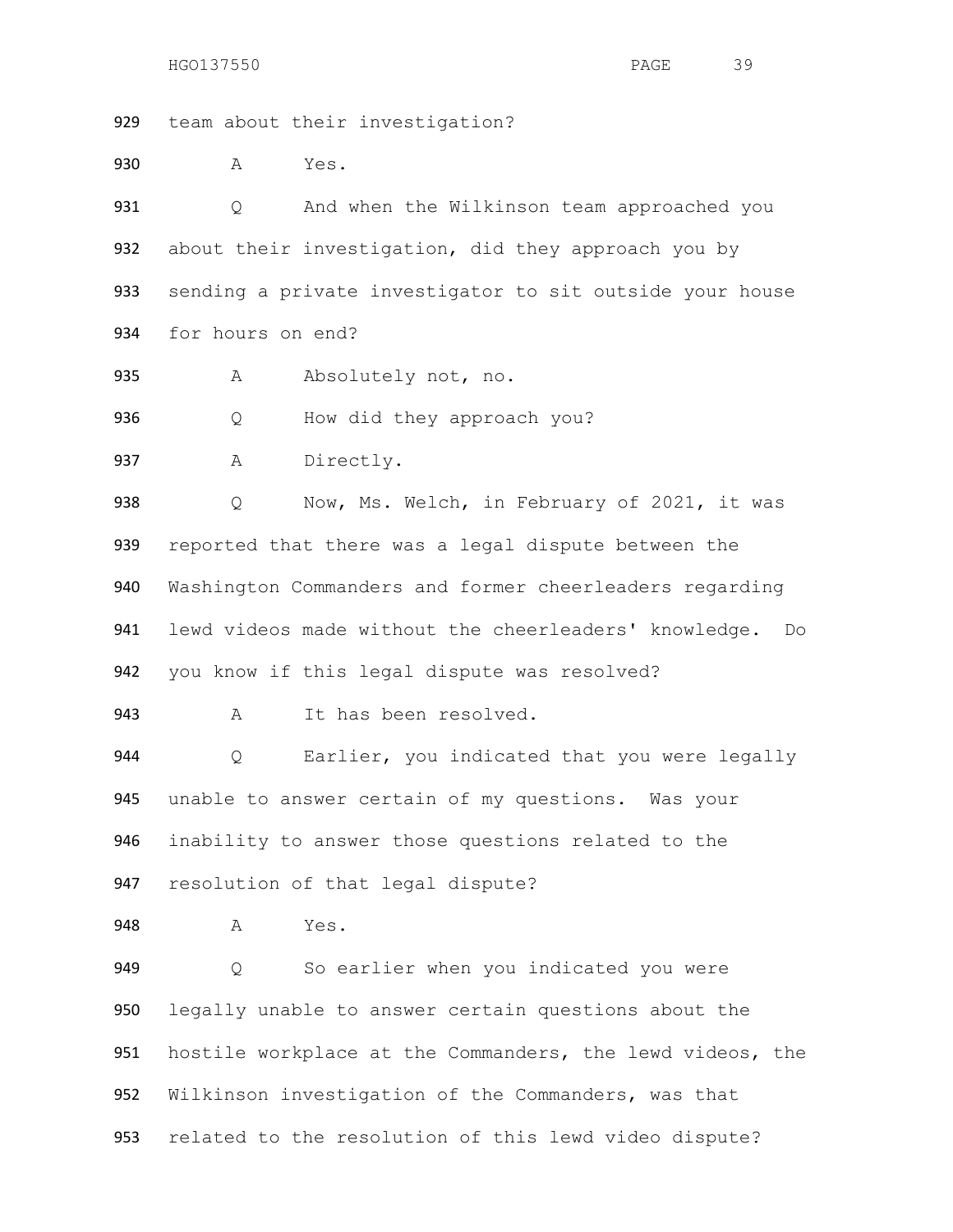929 team about their investigation?

930 A Yes.

931 Q And when the Wilkinson team approached you

932 about their investigation, did they approach you by

933 sending a private investigator to sit outside your house

934 for hours on end?

935 A Absolutely not, no.

936 Q How did they approach you?

937 A Directly.

938 Q Now, Ms. Welch, in February of 2021, it was

939 reported that there was a legal dispute between the

940 Washington Commanders and former cheerleaders regarding

941 lewd videos made without the cheerleaders' knowledge. Do

942 you know if this legal dispute was resolved?

943 A It has been resolved.

944 Q Earlier, you indicated that you were legally

945 unable to answer certain of my questions. Was your

946 inability to answer those questions related to the

947 resolution of that legal dispute?

948 A Yes.

949 Q So earlier when you indicated you were

950 legally unable to answer certain questions about the

951 hostile workplace at the Commanders, the lewd videos, the

952 Wilkinson investigation of the Commanders, was that

953 related to the resolution of this lewd video dispute?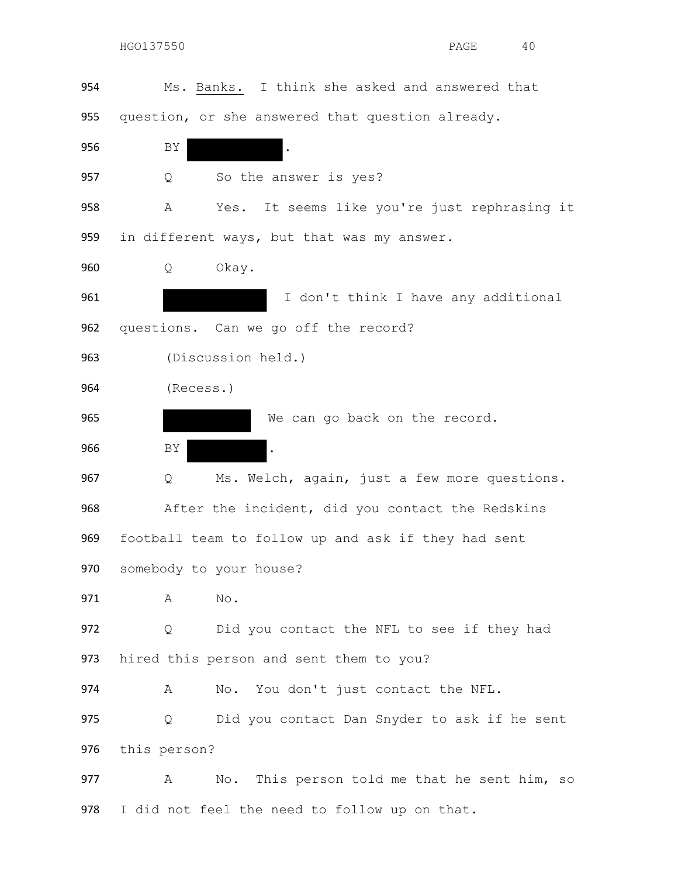Ms. Banks. I think she asked and answered that question, or she answered that question already.

BY ███████.

Q So the answer is yes?

A Yes. It seems like you're just rephrasing it in different ways, but that was my answer.

Q Okay.

███████ I don't think I have any additional questions. Can we go off the record?

(Discussion held.)

(Recess.)

███████ We can go back on the record.

BY ███████.

Q Ms. Welch, again, just a few more questions.

After the incident, did you contact the Redskins football team to follow up and ask if they had sent somebody to your house?

A No.

Q Did you contact the NFL to see if they had hired this person and sent them to you?

A No. You don't just contact the NFL.

Q Did you contact Dan Snyder to ask if he sent this person?

A No. This person told me that he sent him, so I did not feel the need to follow up on that.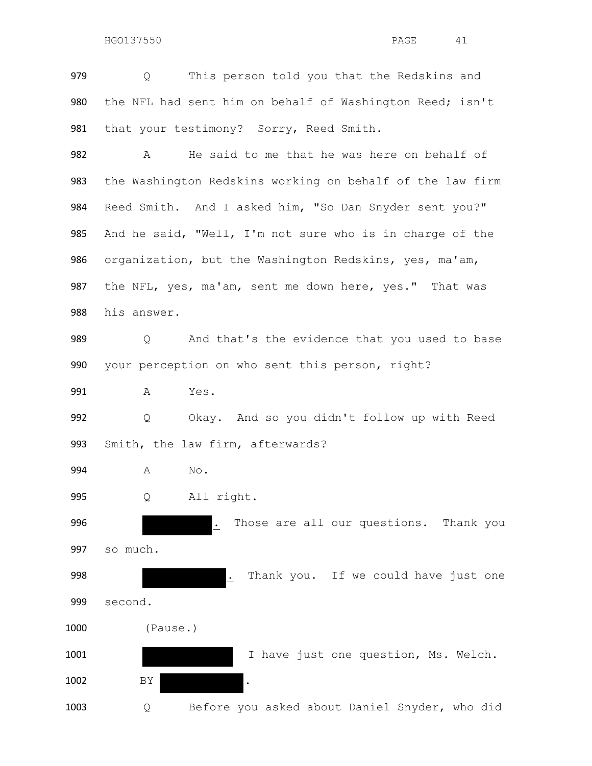979 Q This person told you that the Redskins and
980 the NFL had sent him on behalf of Washington Reed; isn't
981 that your testimony? Sorry, Reed Smith.

982 A He said to me that he was here on behalf of
983 the Washington Redskins working on behalf of the law firm
984 Reed Smith. And I asked him, "So Dan Snyder sent you?"
985 And he said, "Well, I'm not sure who is in charge of the
986 organization, but the Washington Redskins, yes, ma'am,
987 the NFL, yes, ma'am, sent me down here, yes." That was
988 his answer.

989 Q And that's the evidence that you used to base
990 your perception on who sent this person, right?

991 A Yes.

992 Q Okay. And so you didn't follow up with Reed
993 Smith, the law firm, afterwards?

994 A No.

995 Q All right.

996 [REDACTED]. Those are all our questions. Thank you
997 so much.

998 [REDACTED]. Thank you. If we could have just one
999 second.

1000 (Pause.)

1001 [REDACTED] I have just one question, Ms. Welch.

1002 BY [REDACTED].

1003 Q Before you asked about Daniel Snyder, who did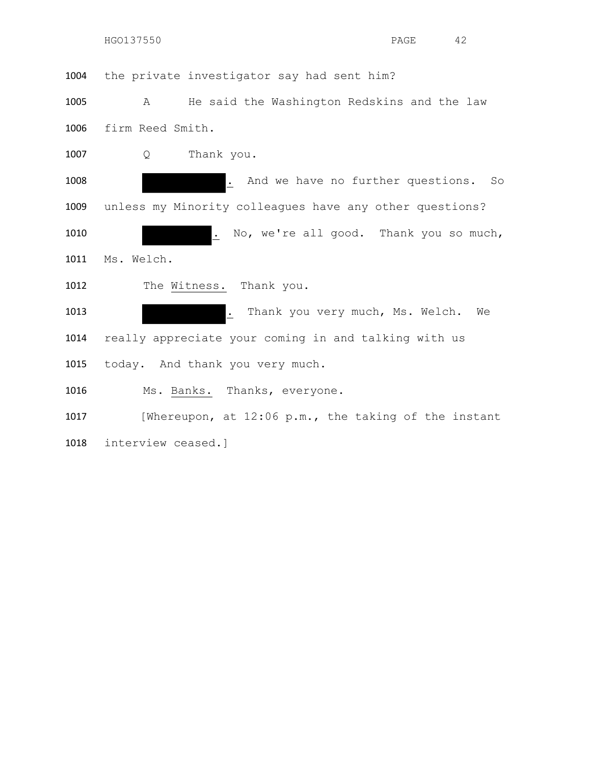1004 the private investigator say had sent him?

1005 A He said the Washington Redskins and the law

1006 firm Reed Smith.

1007 Q Thank you.

1008 [REDACTED]. And we have no further questions. So

1009 unless my Minority colleagues have any other questions?

1010 [REDACTED]. No, we're all good. Thank you so much,

1011 Ms. Welch.

1012 The Witness. Thank you.

1013 [REDACTED]. Thank you very much, Ms. Welch. We

1014 really appreciate your coming in and talking with us

1015 today. And thank you very much.

1016 Ms. Banks. Thanks, everyone.

1017 [Whereupon, at 12:06 p.m., the taking of the instant

1018 interview ceased.]